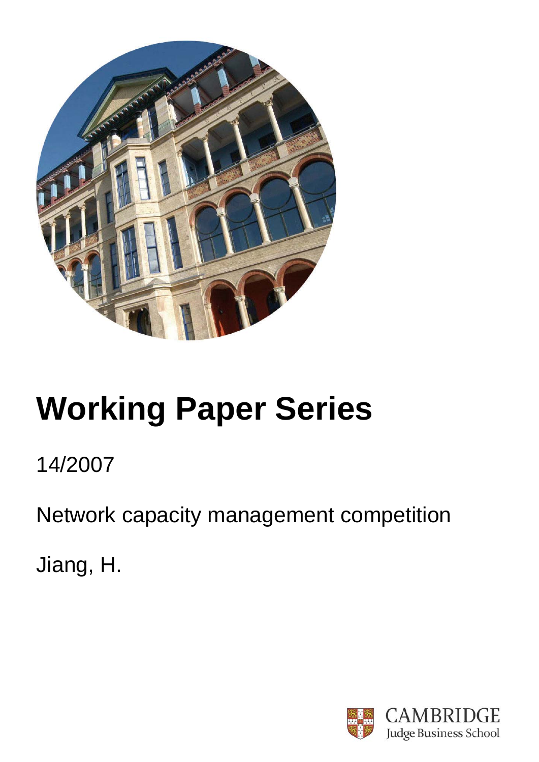# Working Paper Series

14/2007

Network capacity management competition

Jiang, H.

CAMBRIDGE
Judge Business School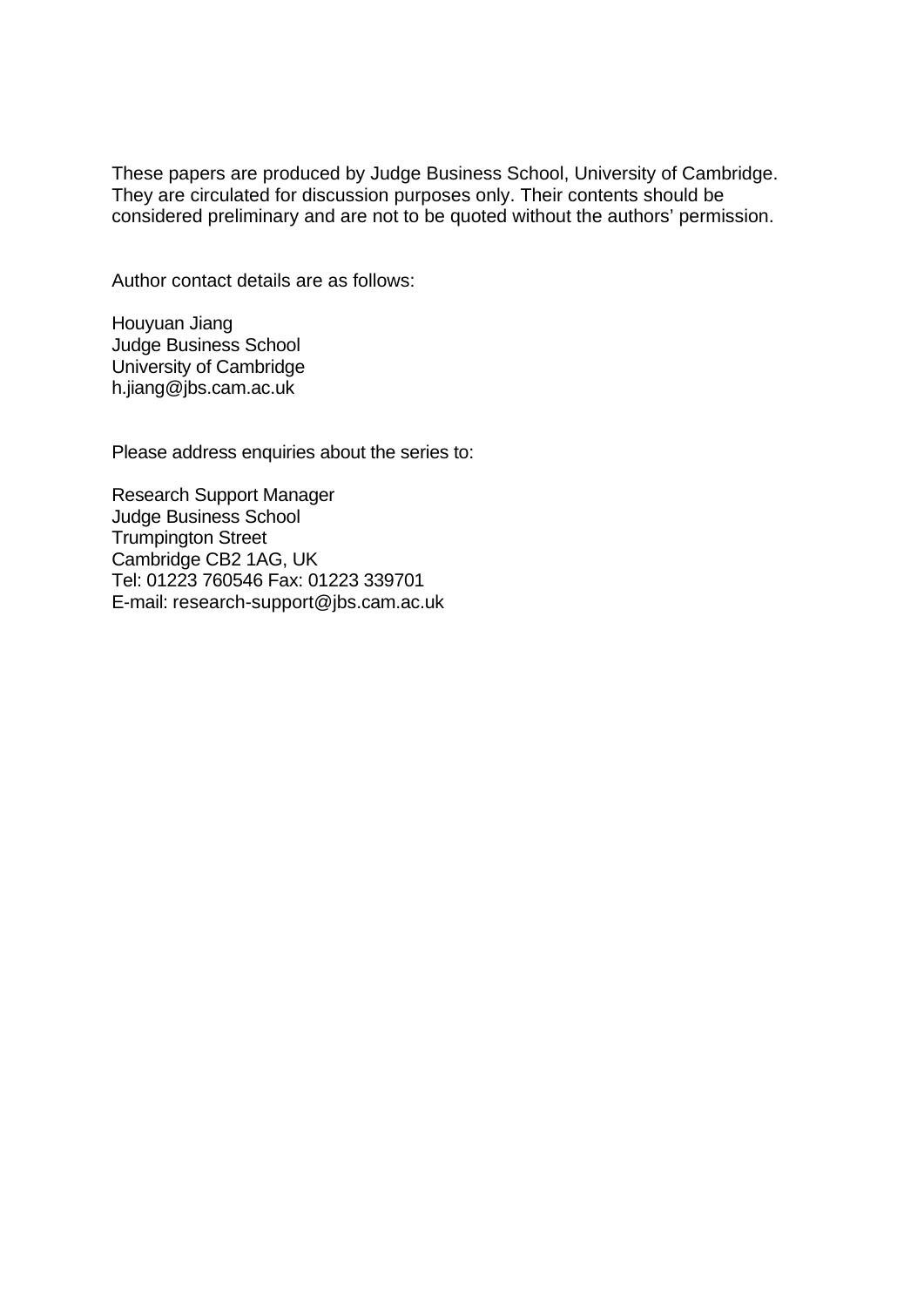These papers are produced by Judge Business School, University of Cambridge. They are circulated for discussion purposes only. Their contents should be considered preliminary and are not to be quoted without the authors' permission.

Author contact details are as follows:

Houyuan Jiang  
Judge Business School  
University of Cambridge  
h.jiang@jbs.cam.ac.uk

Please address enquiries about the series to:

Research Support Manager  
Judge Business School  
Trumpington Street  
Cambridge CB2 1AG, UK  
Tel: 01223 760546 Fax: 01223 339701  
E-mail: research-support@jbs.cam.ac.uk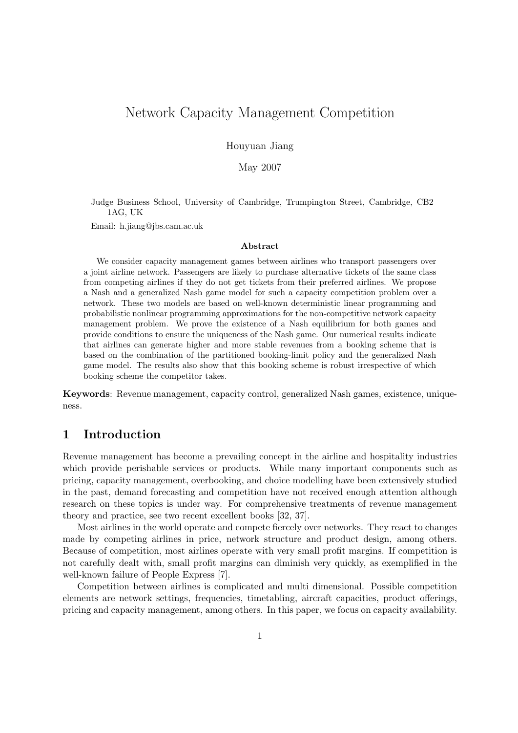# Network Capacity Management Competition

Houyuan Jiang

May 2007

Judge Business School, University of Cambridge, Trumpington Street, Cambridge, CB2 1AG, UK

Email: h.jiang@jbs.cam.ac.uk

**Abstract**

We consider capacity management games between airlines who transport passengers over a joint airline network. Passengers are likely to purchase alternative tickets of the same class from competing airlines if they do not get tickets from their preferred airlines. We propose a Nash and a generalized Nash game model for such a capacity competition problem over a network. These two models are based on well-known deterministic linear programming and probabilistic nonlinear programming approximations for the non-competitive network capacity management problem. We prove the existence of a Nash equilibrium for both games and provide conditions to ensure the uniqueness of the Nash game. Our numerical results indicate that airlines can generate higher and more stable revenues from a booking scheme that is based on the combination of the partitioned booking-limit policy and the generalized Nash game model. The results also show that this booking scheme is robust irrespective of which booking scheme the competitor takes.

**Keywords**: Revenue management, capacity control, generalized Nash games, existence, uniqueness.

## 1 Introduction

Revenue management has become a prevailing concept in the airline and hospitality industries which provide perishable services or products. While many important components such as pricing, capacity management, overbooking, and choice modelling have been extensively studied in the past, demand forecasting and competition have not received enough attention although research on these topics is under way. For comprehensive treatments of revenue management theory and practice, see two recent excellent books [32, 37].

Most airlines in the world operate and compete fiercely over networks. They react to changes made by competing airlines in price, network structure and product design, among others. Because of competition, most airlines operate with very small profit margins. If competition is not carefully dealt with, small profit margins can diminish very quickly, as exemplified in the well-known failure of People Express [7].

Competition between airlines is complicated and multi dimensional. Possible competition elements are network settings, frequencies, timetabling, aircraft capacities, product offerings, pricing and capacity management, among others. In this paper, we focus on capacity availability.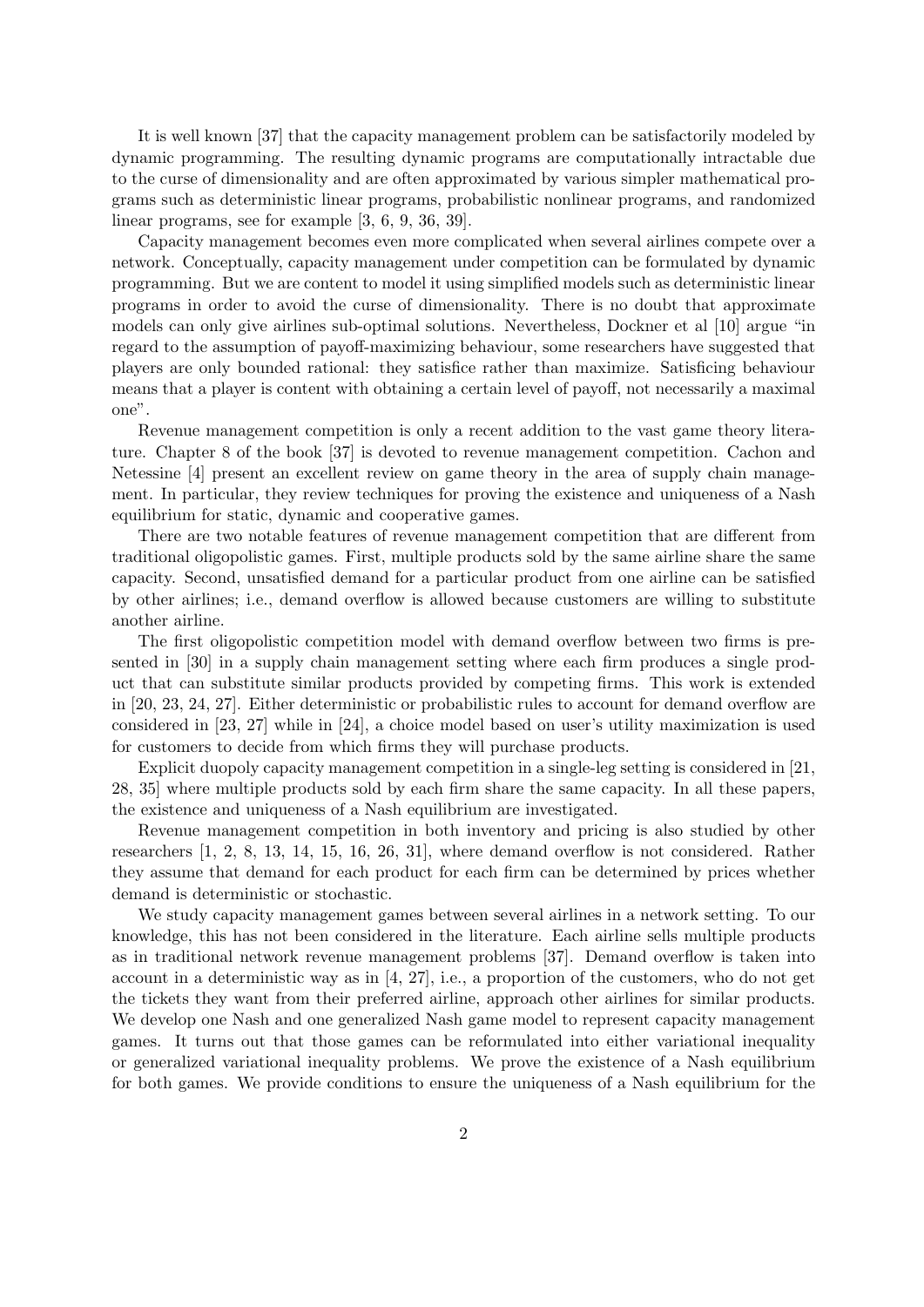It is well known [37] that the capacity management problem can be satisfactorily modeled by dynamic programming. The resulting dynamic programs are computationally intractable due to the curse of dimensionality and are often approximated by various simpler mathematical programs such as deterministic linear programs, probabilistic nonlinear programs, and randomized linear programs, see for example [3, 6, 9, 36, 39].

Capacity management becomes even more complicated when several airlines compete over a network. Conceptually, capacity management under competition can be formulated by dynamic programming. But we are content to model it using simplified models such as deterministic linear programs in order to avoid the curse of dimensionality. There is no doubt that approximate models can only give airlines sub-optimal solutions. Nevertheless, Dockner et al [10] argue "in regard to the assumption of payoff-maximizing behaviour, some researchers have suggested that players are only bounded rational: they satisfice rather than maximize. Satisficing behaviour means that a player is content with obtaining a certain level of payoff, not necessarily a maximal one".

Revenue management competition is only a recent addition to the vast game theory literature. Chapter 8 of the book [37] is devoted to revenue management competition. Cachon and Netessine [4] present an excellent review on game theory in the area of supply chain management. In particular, they review techniques for proving the existence and uniqueness of a Nash equilibrium for static, dynamic and cooperative games.

There are two notable features of revenue management competition that are different from traditional oligopolistic games. First, multiple products sold by the same airline share the same capacity. Second, unsatisfied demand for a particular product from one airline can be satisfied by other airlines; i.e., demand overflow is allowed because customers are willing to substitute another airline.

The first oligopolistic competition model with demand overflow between two firms is presented in [30] in a supply chain management setting where each firm produces a single product that can substitute similar products provided by competing firms. This work is extended in [20, 23, 24, 27]. Either deterministic or probabilistic rules to account for demand overflow are considered in [23, 27] while in [24], a choice model based on user's utility maximization is used for customers to decide from which firms they will purchase products.

Explicit duopoly capacity management competition in a single-leg setting is considered in [21, 28, 35] where multiple products sold by each firm share the same capacity. In all these papers, the existence and uniqueness of a Nash equilibrium are investigated.

Revenue management competition in both inventory and pricing is also studied by other researchers [1, 2, 8, 13, 14, 15, 16, 26, 31], where demand overflow is not considered. Rather they assume that demand for each product for each firm can be determined by prices whether demand is deterministic or stochastic.

We study capacity management games between several airlines in a network setting. To our knowledge, this has not been considered in the literature. Each airline sells multiple products as in traditional network revenue management problems [37]. Demand overflow is taken into account in a deterministic way as in [4, 27], i.e., a proportion of the customers, who do not get the tickets they want from their preferred airline, approach other airlines for similar products. We develop one Nash and one generalized Nash game model to represent capacity management games. It turns out that those games can be reformulated into either variational inequality or generalized variational inequality problems. We prove the existence of a Nash equilibrium for both games. We provide conditions to ensure the uniqueness of a Nash equilibrium for the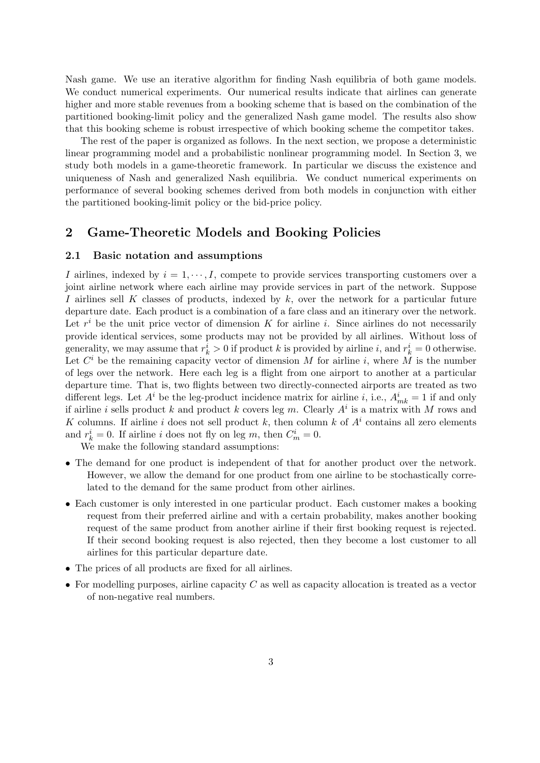Nash game. We use an iterative algorithm for finding Nash equilibria of both game models. We conduct numerical experiments. Our numerical results indicate that airlines can generate higher and more stable revenues from a booking scheme that is based on the combination of the partitioned booking-limit policy and the generalized Nash game model. The results also show that this booking scheme is robust irrespective of which booking scheme the competitor takes.

The rest of the paper is organized as follows. In the next section, we propose a deterministic linear programming model and a probabilistic nonlinear programming model. In Section 3, we study both models in a game-theoretic framework. In particular we discuss the existence and uniqueness of Nash and generalized Nash equilibria. We conduct numerical experiments on performance of several booking schemes derived from both models in conjunction with either the partitioned booking-limit policy or the bid-price policy.

## 2 Game-Theoretic Models and Booking Policies

### 2.1 Basic notation and assumptions

$I$ airlines, indexed by $i = 1, \cdots, I$, compete to provide services transporting customers over a joint airline network where each airline may provide services in part of the network. Suppose $I$ airlines sell $K$ classes of products, indexed by $k$, over the network for a particular future departure date. Each product is a combination of a fare class and an itinerary over the network. Let $r^i$ be the unit price vector of dimension $K$ for airline $i$. Since airlines do not necessarily provide identical services, some products may not be provided by all airlines. Without loss of generality, we may assume that $r^i_k > 0$ if product $k$ is provided by airline $i$, and $r^i_k = 0$ otherwise. Let $C^i$ be the remaining capacity vector of dimension $M$ for airline $i$, where $M$ is the number of legs over the network. Here each leg is a flight from one airport to another at a particular departure time. That is, two flights between two directly-connected airports are treated as two different legs. Let $A^i$ be the leg-product incidence matrix for airline $i$, i.e., $A^i_{mk} = 1$ if and only if airline $i$ sells product $k$ and product $k$ covers leg $m$. Clearly $A^i$ is a matrix with $M$ rows and $K$ columns. If airline $i$ does not sell product $k$, then column $k$ of $A^i$ contains all zero elements and $r^i_k = 0$. If airline $i$ does not fly on leg $m$, then $C^i_m = 0$.

We make the following standard assumptions:

- The demand for one product is independent of that for another product over the network. However, we allow the demand for one product from one airline to be stochastically correlated to the demand for the same product from other airlines.
- Each customer is only interested in one particular product. Each customer makes a booking request from their preferred airline and with a certain probability, makes another booking request of the same product from another airline if their first booking request is rejected. If their second booking request is also rejected, then they become a lost customer to all airlines for this particular departure date.
- The prices of all products are fixed for all airlines.
- For modelling purposes, airline capacity $C$ as well as capacity allocation is treated as a vector of non-negative real numbers.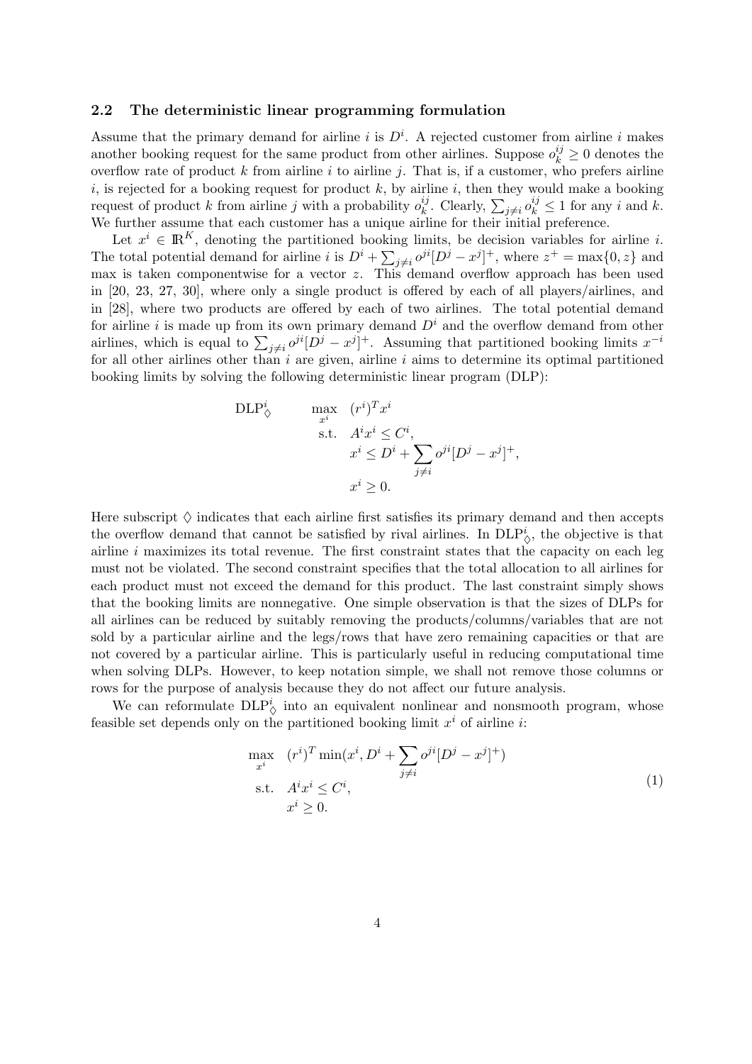### 2.2 The deterministic linear programming formulation

Assume that the primary demand for airline $i$ is $D^i$. A rejected customer from airline $i$ makes another booking request for the same product from other airlines. Suppose $o_k^{ij} \geq 0$ denotes the overflow rate of product $k$ from airline $i$ to airline $j$. That is, if a customer, who prefers airline $i$, is rejected for a booking request for product $k$, by airline $i$, then they would make a booking request of product $k$ from airline $j$ with a probability $o_k^{ij}$. Clearly, $\sum_{j \neq i} o_k^{ij} \leq 1$ for any $i$ and $k$. We further assume that each customer has a unique airline for their initial preference.

Let $x^i \in \mathbb{R}^K$, denoting the partitioned booking limits, be decision variables for airline $i$. The total potential demand for airline $i$ is $D^i + \sum_{j \neq i} o^{ji}[D^j - x^j]^+$, where $z^+ = \max\{0, z\}$ and max is taken componentwise for a vector $z$. This demand overflow approach has been used in [20, 23, 27, 30], where only a single product is offered by each of all players/airlines, and in [28], where two products are offered by each of two airlines. The total potential demand for airline $i$ is made up from its own primary demand $D^i$ and the overflow demand from other airlines, which is equal to $\sum_{j \neq i} o^{ji}[D^j - x^j]^+$. Assuming that partitioned booking limits $x^{-i}$ for all other airlines other than $i$ are given, airline $i$ aims to determine its optimal partitioned booking limits by solving the following deterministic linear program (DLP):

$$
\begin{aligned}
\text{DLP}^i_{\diamondsuit} \qquad \max_{x^i} \quad & (r^i)^T x^i \\
\text{s.t.} \quad & A^i x^i \leq C^i, \\
& x^i \leq D^i + \sum_{j \neq i} o^{ji}[D^j - x^j]^+, \\
& x^i \geq 0.
\end{aligned}
$$

Here subscript $\diamondsuit$ indicates that each airline first satisfies its primary demand and then accepts the overflow demand that cannot be satisfied by rival airlines. In $\text{DLP}^i_{\diamondsuit}$, the objective is that airline $i$ maximizes its total revenue. The first constraint states that the capacity on each leg must not be violated. The second constraint specifies that the total allocation to all airlines for each product must not exceed the demand for this product. The last constraint simply shows that the booking limits are nonnegative. One simple observation is that the sizes of DLPs for all airlines can be reduced by suitably removing the products/columns/variables that are not sold by a particular airline and the legs/rows that have zero remaining capacities or that are not covered by a particular airline. This is particularly useful in reducing computational time when solving DLPs. However, to keep notation simple, we shall not remove those columns or rows for the purpose of analysis because they do not affect our future analysis.

We can reformulate $\text{DLP}^i_{\diamondsuit}$ into an equivalent nonlinear and nonsmooth program, whose feasible set depends only on the partitioned booking limit $x^i$ of airline $i$:

$$
\begin{aligned}
\max_{x^i} \quad & (r^i)^T \min(x^i, D^i + \sum_{j \neq i} o^{ji}[D^j - x^j]^+) \\
\text{s.t.} \quad & A^i x^i \leq C^i, \\
& x^i \geq 0.
\end{aligned}
\tag{1}
$$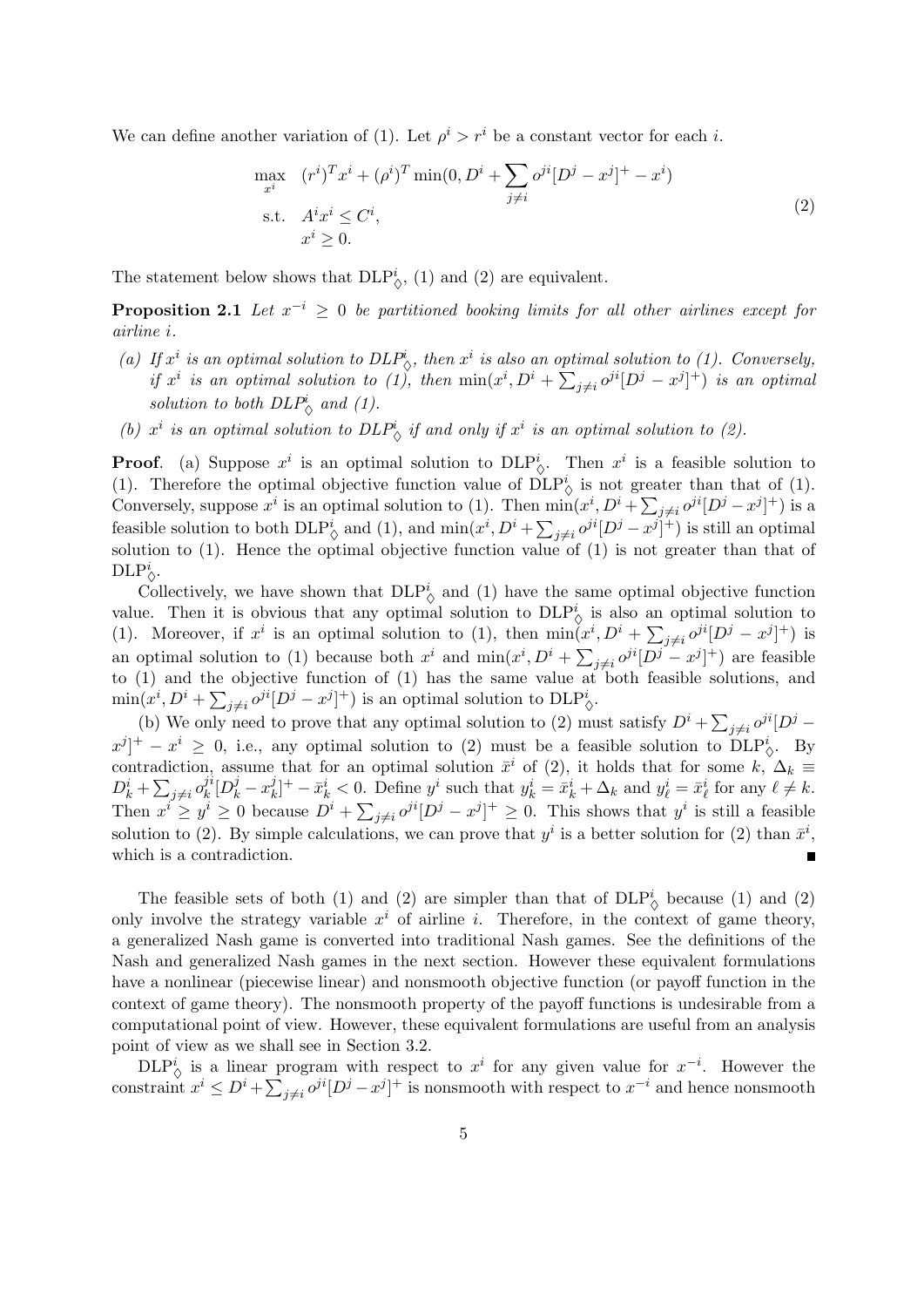We can define another variation of (1). Let $\rho^i > r^i$ be a constant vector for each $i$.

$$
\begin{aligned}
\max_{x^i} \quad & (r^i)^T x^i + (\rho^i)^T \min(0, D^i + \sum_{j \neq i} o^{ji}[D^j - x^j]^+ - x^i) \\
\text{s.t.} \quad & A^i x^i \leq C^i, \\
& x^i \geq 0.
\end{aligned} \tag{2}
$$

The statement below shows that $\text{DLP}^i_\diamondsuit$, (1) and (2) are equivalent.

**Proposition 2.1** *Let $x^{-i} \geq 0$ be partitioned booking limits for all other airlines except for airline $i$.*

*(a) If $x^i$ is an optimal solution to $DLP^i_\diamondsuit$, then $x^i$ is also an optimal solution to (1). Conversely, if $x^i$ is an optimal solution to (1), then $\min(x^i, D^i + \sum_{j \neq i} o^{ji}[D^j - x^j]^+)$ is an optimal solution to both $DLP^i_\diamondsuit$ and (1).*

*(b) $x^i$ is an optimal solution to $DLP^i_\diamondsuit$ if and only if $x^i$ is an optimal solution to (2).*

**Proof**. (a) Suppose $x^i$ is an optimal solution to $\text{DLP}^i_\diamondsuit$. Then $x^i$ is a feasible solution to (1). Therefore the optimal objective function value of $\text{DLP}^i_\diamondsuit$ is not greater than that of (1). Conversely, suppose $x^i$ is an optimal solution to (1). Then $\min(x^i, D^i + \sum_{j \neq i} o^{ji}[D^j - x^j]^+)$ is a feasible solution to both $\text{DLP}^i_\diamondsuit$ and (1), and $\min(x^i, D^i + \sum_{j \neq i} o^{ji}[D^j - x^j]^+)$ is still an optimal solution to (1). Hence the optimal objective function value of (1) is not greater than that of $\text{DLP}^i_\diamondsuit$.

Collectively, we have shown that $\text{DLP}^i_\diamondsuit$ and (1) have the same optimal objective function value. Then it is obvious that any optimal solution to $\text{DLP}^i_\diamondsuit$ is also an optimal solution to (1). Moreover, if $x^i$ is an optimal solution to (1), then $\min(x^i, D^i + \sum_{j \neq i} o^{ji}[D^j - x^j]^+)$ is an optimal solution to (1) because both $x^i$ and $\min(x^i, D^i + \sum_{j \neq i} o^{ji}[D^j - x^j]^+)$ are feasible to (1) and the objective function of (1) has the same value at both feasible solutions, and $\min(x^i, D^i + \sum_{j \neq i} o^{ji}[D^j - x^j]^+)$ is an optimal solution to $\text{DLP}^i_\diamondsuit$.

(b) We only need to prove that any optimal solution to (2) must satisfy $D^i + \sum_{j \neq i} o^{ji}[D^j - x^j]^+ - x^i \geq 0$, i.e., any optimal solution to (2) must be a feasible solution to $\text{DLP}^i_\diamondsuit$. By contradiction, assume that for an optimal solution $\bar{x}^i$ of (2), it holds that for some $k$, $\Delta_k \equiv D^i_k + \sum_{j \neq i} o^{ji}_k [D^j_k - x^j_k]^+ - \bar{x}^i_k < 0$. Define $y^i$ such that $y^i_k = \bar{x}^i_k + \Delta_k$ and $y^i_\ell = \bar{x}^i_\ell$ for any $\ell \neq k$. Then $x^i \geq y^i \geq 0$ because $D^i + \sum_{j \neq i} o^{ji}[D^j - x^j]^+ \geq 0$. This shows that $y^i$ is still a feasible solution to (2). By simple calculations, we can prove that $y^i$ is a better solution for (2) than $\bar{x}^i$, which is a contradiction. ∎

The feasible sets of both (1) and (2) are simpler than that of $\text{DLP}^i_\diamondsuit$ because (1) and (2) only involve the strategy variable $x^i$ of airline $i$. Therefore, in the context of game theory, a generalized Nash game is converted into traditional Nash games. See the definitions of the Nash and generalized Nash games in the next section. However these equivalent formulations have a nonlinear (piecewise linear) and nonsmooth objective function (or payoff function in the context of game theory). The nonsmooth property of the payoff functions is undesirable from a computational point of view. However, these equivalent formulations are useful from an analysis point of view as we shall see in Section 3.2.

$\text{DLP}^i_\diamondsuit$ is a linear program with respect to $x^i$ for any given value for $x^{-i}$. However the constraint $x^i \leq D^i + \sum_{j \neq i} o^{ji}[D^j - x^j]^+$ is nonsmooth with respect to $x^{-i}$ and hence nonsmooth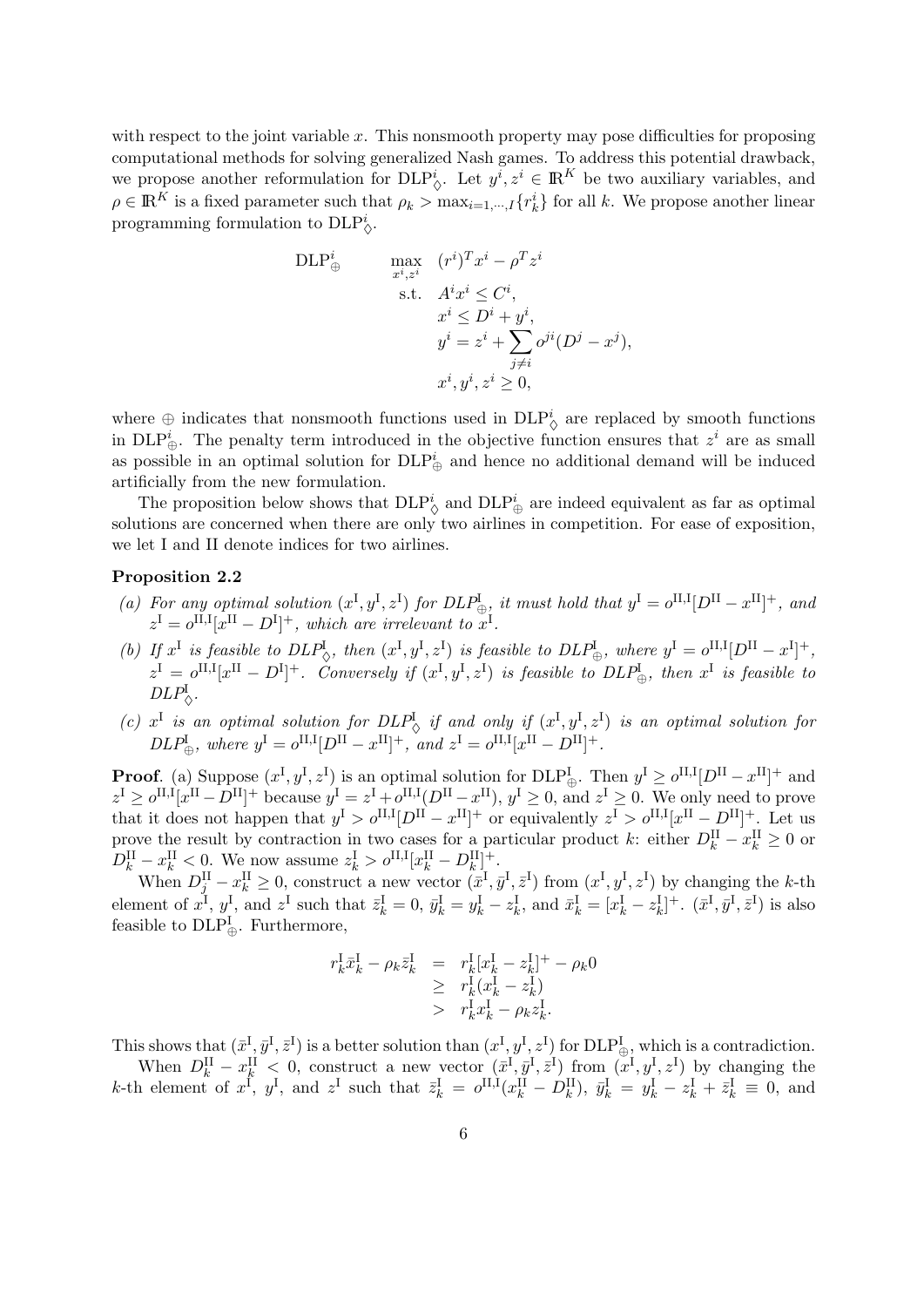with respect to the joint variable $x$. This nonsmooth property may pose difficulties for proposing computational methods for solving generalized Nash games. To address this potential drawback, we propose another reformulation for $\text{DLP}^i_\diamondsuit$. Let $y^i, z^i \in \mathbb{R}^K$ be two auxiliary variables, and $\rho \in \mathbb{R}^K$ is a fixed parameter such that $\rho_k > \max_{i=1,\cdots,I}\{r^i_k\}$ for all $k$. We propose another linear programming formulation to $\text{DLP}^i_\diamondsuit$.

$$
\begin{array}{lll}
\text{DLP}^i_\oplus & \displaystyle\max_{x^i, z^i} & (r^i)^T x^i - \rho^T z^i \\
& \text{s.t.} & A^i x^i \le C^i, \\
& & x^i \le D^i + y^i, \\
& & y^i = z^i + \displaystyle\sum_{j \ne i} o^{ji}(D^j - x^j), \\
& & x^i, y^i, z^i \ge 0,
\end{array}
$$

where $\oplus$ indicates that nonsmooth functions used in $\text{DLP}^i_\diamondsuit$ are replaced by smooth functions in $\text{DLP}^i_\oplus$. The penalty term introduced in the objective function ensures that $z^i$ are as small as possible in an optimal solution for $\text{DLP}^i_\oplus$ and hence no additional demand will be induced artificially from the new formulation.

The proposition below shows that $\text{DLP}^i_\diamondsuit$ and $\text{DLP}^i_\oplus$ are indeed equivalent as far as optimal solutions are concerned when there are only two airlines in competition. For ease of exposition, we let I and II denote indices for two airlines.

**Proposition 2.2**

*(a) For any optimal solution $(x^{\text{I}}, y^{\text{I}}, z^{\text{I}})$ for $DLP^{\text{I}}_\oplus$, it must hold that $y^{\text{I}} = o^{\text{II},\text{I}}[D^{\text{II}} - x^{\text{II}}]^+$, and $z^{\text{I}} = o^{\text{II},\text{I}}[x^{\text{II}} - D^{\text{I}}]^+$, which are irrelevant to $x^{\text{I}}$.*

*(b) If $x^{\text{I}}$ is feasible to $DLP^{\text{I}}_\diamondsuit$, then $(x^{\text{I}}, y^{\text{I}}, z^{\text{I}})$ is feasible to $DLP^{\text{I}}_\oplus$, where $y^{\text{I}} = o^{\text{II},\text{I}}[D^{\text{II}} - x^{\text{I}}]^+$, $z^{\text{I}} = o^{\text{II},\text{I}}[x^{\text{II}} - D^{\text{I}}]^+$. Conversely if $(x^{\text{I}}, y^{\text{I}}, z^{\text{I}})$ is feasible to $DLP^{\text{I}}_\oplus$, then $x^{\text{I}}$ is feasible to $DLP^{\text{I}}_\diamondsuit$.*

*(c) $x^{\text{I}}$ is an optimal solution for $DLP^{\text{I}}_\diamondsuit$ if and only if $(x^{\text{I}}, y^{\text{I}}, z^{\text{I}})$ is an optimal solution for $DLP^{\text{I}}_\oplus$, where $y^{\text{I}} = o^{\text{II},\text{I}}[D^{\text{II}} - x^{\text{II}}]^+$, and $z^{\text{I}} = o^{\text{II},\text{I}}[x^{\text{II}} - D^{\text{II}}]^+$.*

**Proof**. (a) Suppose $(x^{\text{I}}, y^{\text{I}}, z^{\text{I}})$ is an optimal solution for $\text{DLP}^{\text{I}}_\oplus$. Then $y^{\text{I}} \ge o^{\text{II},\text{I}}[D^{\text{II}} - x^{\text{II}}]^+$ and $z^{\text{I}} \ge o^{\text{II},\text{I}}[x^{\text{II}} - D^{\text{II}}]^+$ because $y^{\text{I}} = z^{\text{I}} + o^{\text{II},\text{I}}(D^{\text{II}} - x^{\text{II}})$, $y^{\text{I}} \ge 0$, and $z^{\text{I}} \ge 0$. We only need to prove that it does not happen that $y^{\text{I}} > o^{\text{II},\text{I}}[D^{\text{II}} - x^{\text{II}}]^+$ or equivalently $z^{\text{I}} > o^{\text{II},\text{I}}[x^{\text{II}} - D^{\text{II}}]^+$. Let us prove the result by contraction in two cases for a particular product $k$: either $D^{\text{II}}_k - x^{\text{II}}_k \ge 0$ or $D^{\text{II}}_k - x^{\text{II}}_k < 0$. We now assume $z^{\text{I}}_k > o^{\text{II},\text{I}}[x^{\text{II}}_k - D^{\text{II}}_k]^+$.

When $D^{\text{II}}_j - x^{\text{II}}_k \ge 0$, construct a new vector $(\bar{x}^{\text{I}}, \bar{y}^{\text{I}}, \bar{z}^{\text{I}})$ from $(x^{\text{I}}, y^{\text{I}}, z^{\text{I}})$ by changing the $k$-th element of $x^{\text{I}}$, $y^{\text{I}}$, and $z^{\text{I}}$ such that $\bar{z}^{\text{I}}_k = 0$, $\bar{y}^{\text{I}}_k = y^{\text{I}}_k - z^{\text{I}}_k$, and $\bar{x}^{\text{I}}_k = [x^{\text{I}}_k - z^{\text{I}}_k]^+$. $(\bar{x}^{\text{I}}, \bar{y}^{\text{I}}, \bar{z}^{\text{I}})$ is also feasible to $\text{DLP}^{\text{I}}_\oplus$. Furthermore,

$$
\begin{array}{rcl}
r^{\text{I}}_k \bar{x}^{\text{I}}_k - \rho_k \bar{z}^{\text{I}}_k & = & r^{\text{I}}_k [x^{\text{I}}_k - z^{\text{I}}_k]^+ - \rho_k 0 \\
& \ge & r^{\text{I}}_k (x^{\text{I}}_k - z^{\text{I}}_k) \\
& > & r^{\text{I}}_k x^{\text{I}}_k - \rho_k z^{\text{I}}_k.
\end{array}
$$

This shows that $(\bar{x}^{\text{I}}, \bar{y}^{\text{I}}, \bar{z}^{\text{I}})$ is a better solution than $(x^{\text{I}}, y^{\text{I}}, z^{\text{I}})$ for $\text{DLP}^{\text{I}}_\oplus$, which is a contradiction.

When $D^{\text{II}}_k - x^{\text{II}}_k < 0$, construct a new vector $(\bar{x}^{\text{I}}, \bar{y}^{\text{I}}, \bar{z}^{\text{I}})$ from $(x^{\text{I}}, y^{\text{I}}, z^{\text{I}})$ by changing the $k$-th element of $x^{\text{I}}$, $y^{\text{I}}$, and $z^{\text{I}}$ such that $\bar{z}^{\text{I}}_k = o^{\text{II},\text{I}}(x^{\text{II}}_k - D^{\text{II}}_k)$, $\bar{y}^{\text{I}}_k = y^{\text{I}}_k - z^{\text{I}}_k + \bar{z}^{\text{I}}_k \equiv 0$, and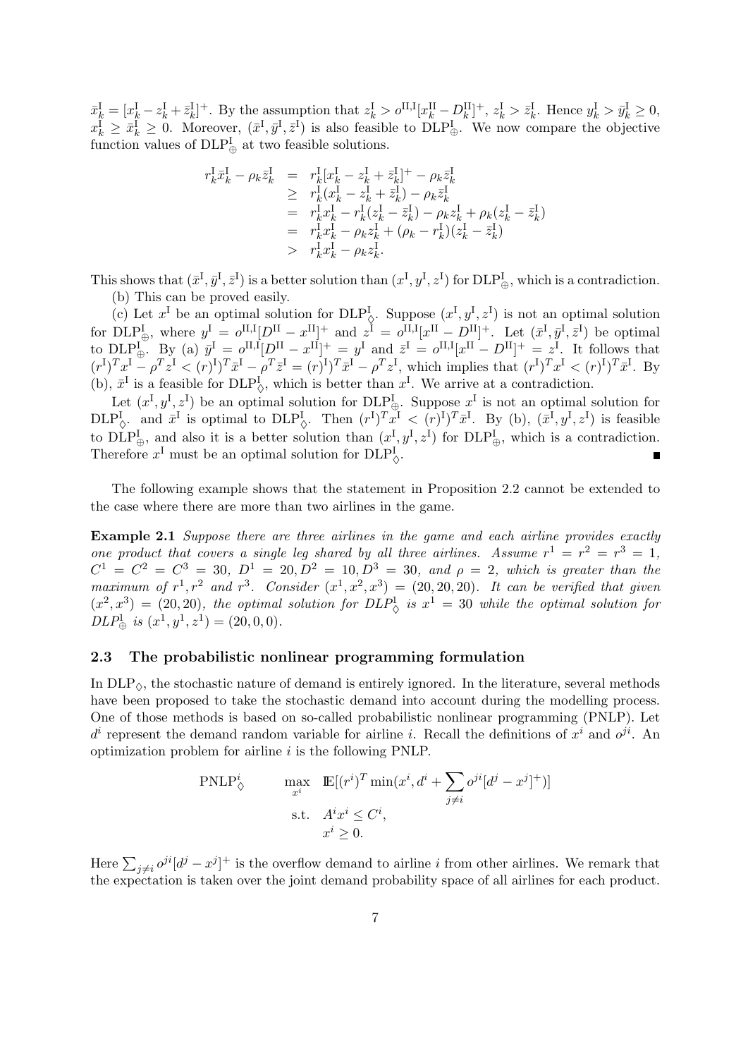$\bar{x}^{\rm I}_k = [x^{\rm I}_k - z^{\rm I}_k + \bar{z}^{\rm I}_k]^+$. By the assumption that $z^{\rm I}_k > o^{\rm II,I}[x^{\rm II}_k - D^{\rm II}_k]^+$, $z^{\rm I}_k > \bar{z}^{\rm I}_k$. Hence $y^{\rm I}_k > \bar{y}^{\rm I}_k \geq 0$, $x^{\rm I}_k \geq \bar{x}^{\rm I}_k \geq 0$. Moreover, $(\bar{x}^{\rm I}, \bar{y}^{\rm I}, \bar{z}^{\rm I})$ is also feasible to $\mathrm{DLP}^{\rm I}_{\oplus}$. We now compare the objective function values of $\mathrm{DLP}^{\rm I}_{\oplus}$ at two feasible solutions.

$$
\begin{aligned}
r^{\rm I}_k \bar{x}^{\rm I}_k - \rho_k \bar{z}^{\rm I}_k &= r^{\rm I}_k [x^{\rm I}_k - z^{\rm I}_k + \bar{z}^{\rm I}_k]^+ - \rho_k \bar{z}^{\rm I}_k \\
&\geq r^{\rm I}_k (x^{\rm I}_k - z^{\rm I}_k + \bar{z}^{\rm I}_k) - \rho_k \bar{z}^{\rm I}_k \\
&= r^{\rm I}_k x^{\rm I}_k - r^{\rm I}_k (z^{\rm I}_k - \bar{z}^{\rm I}_k) - \rho_k z^{\rm I}_k + \rho_k (z^{\rm I}_k - \bar{z}^{\rm I}_k) \\
&= r^{\rm I}_k x^{\rm I}_k - \rho_k z^{\rm I}_k + (\rho_k - r^{\rm I}_k)(z^{\rm I}_k - \bar{z}^{\rm I}_k) \\
&> r^{\rm I}_k x^{\rm I}_k - \rho_k z^{\rm I}_k.
\end{aligned}
$$

This shows that $(\bar{x}^{\rm I}, \bar{y}^{\rm I}, \bar{z}^{\rm I})$ is a better solution than $(x^{\rm I}, y^{\rm I}, z^{\rm I})$ for $\mathrm{DLP}^{\rm I}_{\oplus}$, which is a contradiction.

(b) This can be proved easily.

(c) Let $x^{\rm I}$ be an optimal solution for $\mathrm{DLP}^{\rm I}_{\diamondsuit}$. Suppose $(x^{\rm I}, y^{\rm I}, z^{\rm I})$ is not an optimal solution for $\mathrm{DLP}^{\rm I}_{\oplus}$, where $y^{\rm I} = o^{\rm II,I}[D^{\rm II} - x^{\rm II}]^+$ and $z^{\rm I} = o^{\rm II,I}[x^{\rm II} - D^{\rm II}]^+$. Let $(\bar{x}^{\rm I}, \bar{y}^{\rm I}, \bar{z}^{\rm I})$ be optimal to $\mathrm{DLP}^{\rm I}_{\oplus}$. By (a) $\bar{y}^{\rm I} = o^{\rm II,I}[D^{\rm II} - x^{\rm II}]^+ = y^{\rm I}$ and $\bar{z}^{\rm I} = o^{\rm II,I}[x^{\rm II} - D^{\rm II}]^+ = z^{\rm I}$. It follows that $(r^{\rm I})^T x^{\rm I} - \rho^T z^{\rm I} < (r^{\rm I})^T \bar{x}^{\rm I} - \rho^T \bar{z}^{\rm I} = (r^{\rm I})^T \bar{x}^{\rm I} - \rho^T z^{\rm I}$, which implies that $(r^{\rm I})^T x^{\rm I} < (r^{\rm I})^T \bar{x}^{\rm I}$. By (b), $\bar{x}^{\rm I}$ is a feasible for $\mathrm{DLP}^{\rm I}_{\diamondsuit}$, which is better than $x^{\rm I}$. We arrive at a contradiction.

Let $(x^{\rm I}, y^{\rm I}, z^{\rm I})$ be an optimal solution for $\mathrm{DLP}^{\rm I}_{\oplus}$. Suppose $x^{\rm I}$ is not an optimal solution for $\mathrm{DLP}^{\rm I}_{\diamondsuit}$. and $\bar{x}^{\rm I}$ is optimal to $\mathrm{DLP}^{\rm I}_{\diamondsuit}$. Then $(r^{\rm I})^T x^{\rm I} < (r)^{\rm I})^T \bar{x}^{\rm I}$. By (b), $(\bar{x}^{\rm I}, y^{\rm I}, z^{\rm I})$ is feasible to $\mathrm{DLP}^{\rm I}_{\oplus}$, and also it is a better solution than $(x^{\rm I}, y^{\rm I}, z^{\rm I})$ for $\mathrm{DLP}^{\rm I}_{\oplus}$, which is a contradiction. Therefore $x^{\rm I}$ must be an optimal solution for $\mathrm{DLP}^{\rm I}_{\diamondsuit}$. ∎

The following example shows that the statement in Proposition 2.2 cannot be extended to the case where there are more than two airlines in the game.

**Example 2.1** *Suppose there are three airlines in the game and each airline provides exactly one product that covers a single leg shared by all three airlines. Assume $r^1 = r^2 = r^3 = 1$, $C^1 = C^2 = C^3 = 30$, $D^1 = 20, D^2 = 10, D^3 = 30$, and $\rho = 2$, which is greater than the maximum of $r^1, r^2$ and $r^3$. Consider $(x^1, x^2, x^3) = (20, 20, 20)$. It can be verified that given $(x^2, x^3) = (20, 20)$, the optimal solution for $DLP^1_{\diamondsuit}$ is $x^1 = 30$ while the optimal solution for $DLP^1_{\oplus}$ is $(x^1, y^1, z^1) = (20, 0, 0)$.*

## 2.3 The probabilistic nonlinear programming formulation

In $\mathrm{DLP}_{\diamondsuit}$, the stochastic nature of demand is entirely ignored. In the literature, several methods have been proposed to take the stochastic demand into account during the modelling process. One of those methods is based on so-called probabilistic nonlinear programming (PNLP). Let $d^i$ represent the demand random variable for airline $i$. Recall the definitions of $x^i$ and $o^{ji}$. An optimization problem for airline $i$ is the following PNLP.

$$
\begin{aligned}
\mathrm{PNLP}^i_{\diamondsuit} \qquad & \max_{x^i} \quad \mathbb{E}[(r^i)^T \min(x^i, d^i + \sum_{j \neq i} o^{ji}[d^j - x^j]^+)] \\
& \text{s.t.} \quad A^i x^i \leq C^i, \\
& \qquad\quad x^i \geq 0.
\end{aligned}
$$

Here $\sum_{j \neq i} o^{ji}[d^j - x^j]^+$ is the overflow demand to airline $i$ from other airlines. We remark that the expectation is taken over the joint demand probability space of all airlines for each product.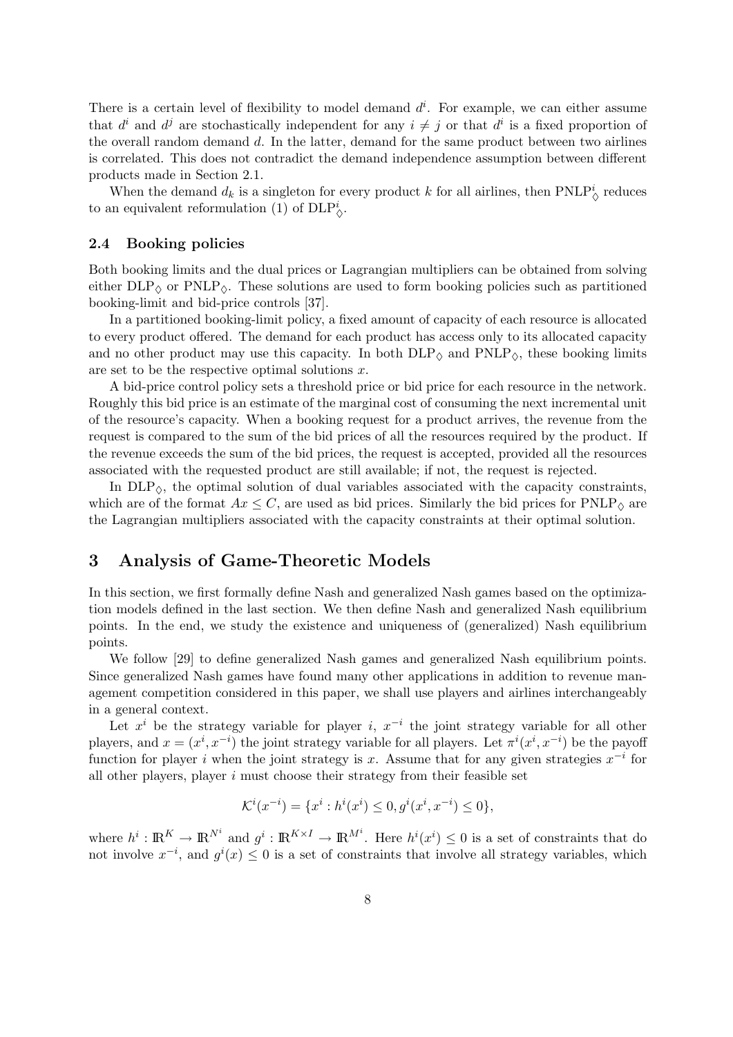There is a certain level of flexibility to model demand $d^i$. For example, we can either assume that $d^i$ and $d^j$ are stochastically independent for any $i \neq j$ or that $d^i$ is a fixed proportion of the overall random demand $d$. In the latter, demand for the same product between two airlines is correlated. This does not contradict the demand independence assumption between different products made in Section 2.1.

When the demand $d_k$ is a singleton for every product $k$ for all airlines, then $\text{PNLP}^i_\diamondsuit$ reduces to an equivalent reformulation (1) of $\text{DLP}^i_\diamondsuit$.

### 2.4 Booking policies

Both booking limits and the dual prices or Lagrangian multipliers can be obtained from solving either $\text{DLP}_\diamondsuit$ or $\text{PNLP}_\diamondsuit$. These solutions are used to form booking policies such as partitioned booking-limit and bid-price controls [37].

In a partitioned booking-limit policy, a fixed amount of capacity of each resource is allocated to every product offered. The demand for each product has access only to its allocated capacity and no other product may use this capacity. In both $\text{DLP}_\diamondsuit$ and $\text{PNLP}_\diamondsuit$, these booking limits are set to be the respective optimal solutions $x$.

A bid-price control policy sets a threshold price or bid price for each resource in the network. Roughly this bid price is an estimate of the marginal cost of consuming the next incremental unit of the resource's capacity. When a booking request for a product arrives, the revenue from the request is compared to the sum of the bid prices of all the resources required by the product. If the revenue exceeds the sum of the bid prices, the request is accepted, provided all the resources associated with the requested product are still available; if not, the request is rejected.

In $\text{DLP}_\diamondsuit$, the optimal solution of dual variables associated with the capacity constraints, which are of the format $Ax \leq C$, are used as bid prices. Similarly the bid prices for $\text{PNLP}_\diamondsuit$ are the Lagrangian multipliers associated with the capacity constraints at their optimal solution.

## 3 Analysis of Game-Theoretic Models

In this section, we first formally define Nash and generalized Nash games based on the optimization models defined in the last section. We then define Nash and generalized Nash equilibrium points. In the end, we study the existence and uniqueness of (generalized) Nash equilibrium points.

We follow [29] to define generalized Nash games and generalized Nash equilibrium points. Since generalized Nash games have found many other applications in addition to revenue management competition considered in this paper, we shall use players and airlines interchangeably in a general context.

Let $x^i$ be the strategy variable for player $i$, $x^{-i}$ the joint strategy variable for all other players, and $x = (x^i, x^{-i})$ the joint strategy variable for all players. Let $\pi^i(x^i, x^{-i})$ be the payoff function for player $i$ when the joint strategy is $x$. Assume that for any given strategies $x^{-i}$ for all other players, player $i$ must choose their strategy from their feasible set

$$\mathcal{K}^i(x^{-i}) = \{x^i : h^i(x^i) \leq 0, g^i(x^i, x^{-i}) \leq 0\},$$

where $h^i : \mathbb{R}^K \to \mathbb{R}^{N^i}$ and $g^i : \mathbb{R}^{K \times I} \to \mathbb{R}^{M^i}$. Here $h^i(x^i) \leq 0$ is a set of constraints that do not involve $x^{-i}$, and $g^i(x) \leq 0$ is a set of constraints that involve all strategy variables, which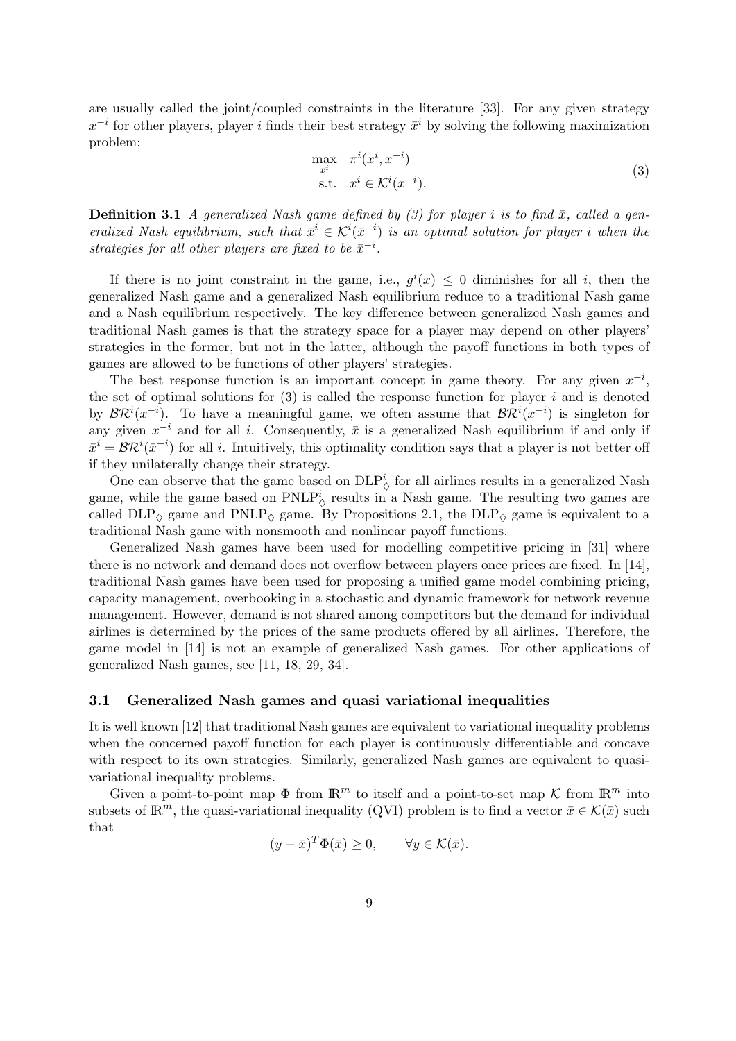are usually called the joint/coupled constraints in the literature [33]. For any given strategy $x^{-i}$ for other players, player $i$ finds their best strategy $\bar{x}^i$ by solving the following maximization problem:

$$\begin{array}{ll} \max\limits_{x^i} & \pi^i(x^i, x^{-i}) \\ \text{s.t.} & x^i \in \mathcal{K}^i(x^{-i}). \end{array} \tag{3}$$

**Definition 3.1** *A generalized Nash game defined by (3) for player $i$ is to find $\bar{x}$, called a generalized Nash equilibrium, such that $\bar{x}^i \in \mathcal{K}^i(\bar{x}^{-i})$ is an optimal solution for player $i$ when the strategies for all other players are fixed to be $\bar{x}^{-i}$.*

If there is no joint constraint in the game, i.e., $g^i(x) \leq 0$ diminishes for all $i$, then the generalized Nash game and a generalized Nash equilibrium reduce to a traditional Nash game and a Nash equilibrium respectively. The key difference between generalized Nash games and traditional Nash games is that the strategy space for a player may depend on other players' strategies in the former, but not in the latter, although the payoff functions in both types of games are allowed to be functions of other players' strategies.

The best response function is an important concept in game theory. For any given $x^{-i}$, the set of optimal solutions for (3) is called the response function for player $i$ and is denoted by $\mathcal{BR}^i(x^{-i})$. To have a meaningful game, we often assume that $\mathcal{BR}^i(x^{-i})$ is singleton for any given $x^{-i}$ and for all $i$. Consequently, $\bar{x}$ is a generalized Nash equilibrium if and only if $\bar{x}^i = \mathcal{BR}^i(\bar{x}^{-i})$ for all $i$. Intuitively, this optimality condition says that a player is not better off if they unilaterally change their strategy.

One can observe that the game based on $\text{DLP}^i_\Diamond$ for all airlines results in a generalized Nash game, while the game based on $\text{PNLP}^i_\Diamond$ results in a Nash game. The resulting two games are called $\text{DLP}_\Diamond$ game and $\text{PNLP}_\Diamond$ game. By Propositions 2.1, the $\text{DLP}_\Diamond$ game is equivalent to a traditional Nash game with nonsmooth and nonlinear payoff functions.

Generalized Nash games have been used for modelling competitive pricing in [31] where there is no network and demand does not overflow between players once prices are fixed. In [14], traditional Nash games have been used for proposing a unified game model combining pricing, capacity management, overbooking in a stochastic and dynamic framework for network revenue management. However, demand is not shared among competitors but the demand for individual airlines is determined by the prices of the same products offered by all airlines. Therefore, the game model in [14] is not an example of generalized Nash games. For other applications of generalized Nash games, see [11, 18, 29, 34].

### 3.1 Generalized Nash games and quasi variational inequalities

It is well known [12] that traditional Nash games are equivalent to variational inequality problems when the concerned payoff function for each player is continuously differentiable and concave with respect to its own strategies. Similarly, generalized Nash games are equivalent to quasi-variational inequality problems.

Given a point-to-point map $\Phi$ from $\mathbb{R}^m$ to itself and a point-to-set map $\mathcal{K}$ from $\mathbb{R}^m$ into subsets of $\mathbb{R}^m$, the quasi-variational inequality (QVI) problem is to find a vector $\bar{x} \in \mathcal{K}(\bar{x})$ such that

$$(y - \bar{x})^T \Phi(\bar{x}) \geq 0, \qquad \forall y \in \mathcal{K}(\bar{x}).$$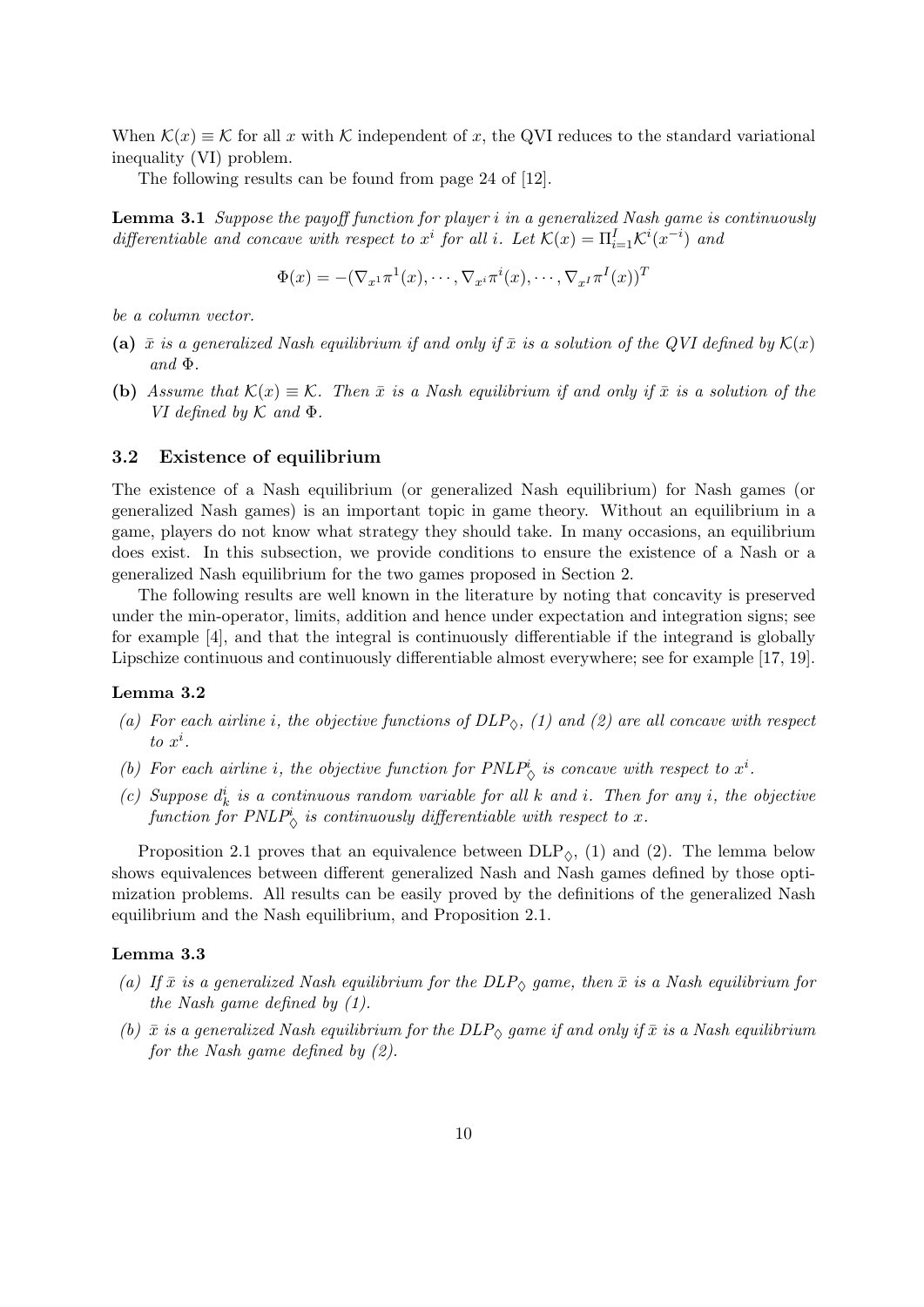When $\mathcal{K}(x) \equiv \mathcal{K}$ for all $x$ with $\mathcal{K}$ independent of $x$, the QVI reduces to the standard variational inequality (VI) problem.

The following results can be found from page 24 of [12].

**Lemma 3.1** *Suppose the payoff function for player $i$ in a generalized Nash game is continuously differentiable and concave with respect to $x^i$ for all $i$. Let $\mathcal{K}(x) = \Pi_{i=1}^I \mathcal{K}^i(x^{-i})$ and*

$$\Phi(x) = -(\nabla_{x^1}\pi^1(x), \cdots, \nabla_{x^i}\pi^i(x), \cdots, \nabla_{x^I}\pi^I(x))^T$$

*be a column vector.*

**(a)** *$\bar{x}$ is a generalized Nash equilibrium if and only if $\bar{x}$ is a solution of the QVI defined by $\mathcal{K}(x)$ and $\Phi$.*

**(b)** *Assume that $\mathcal{K}(x) \equiv \mathcal{K}$. Then $\bar{x}$ is a Nash equilibrium if and only if $\bar{x}$ is a solution of the VI defined by $\mathcal{K}$ and $\Phi$.*

### 3.2 Existence of equilibrium

The existence of a Nash equilibrium (or generalized Nash equilibrium) for Nash games (or generalized Nash games) is an important topic in game theory. Without an equilibrium in a game, players do not know what strategy they should take. In many occasions, an equilibrium does exist. In this subsection, we provide conditions to ensure the existence of a Nash or a generalized Nash equilibrium for the two games proposed in Section 2.

The following results are well known in the literature by noting that concavity is preserved under the min-operator, limits, addition and hence under expectation and integration signs; see for example [4], and that the integral is continuously differentiable if the integrand is globally Lipschize continuous and continuously differentiable almost everywhere; see for example [17, 19].

**Lemma 3.2**

*(a) For each airline $i$, the objective functions of DLP$_\diamondsuit$, (1) and (2) are all concave with respect to $x^i$.*

*(b) For each airline $i$, the objective function for PNLP$^i_\diamondsuit$ is concave with respect to $x^i$.*

*(c) Suppose $d^i_k$ is a continuous random variable for all $k$ and $i$. Then for any $i$, the objective function for PNLP$^i_\diamondsuit$ is continuously differentiable with respect to $x$.*

Proposition 2.1 proves that an equivalence between DLP$_\diamondsuit$, (1) and (2). The lemma below shows equivalences between different generalized Nash and Nash games defined by those optimization problems. All results can be easily proved by the definitions of the generalized Nash equilibrium and the Nash equilibrium, and Proposition 2.1.

**Lemma 3.3**

*(a) If $\bar{x}$ is a generalized Nash equilibrium for the DLP$_\diamondsuit$ game, then $\bar{x}$ is a Nash equilibrium for the Nash game defined by (1).*

*(b) $\bar{x}$ is a generalized Nash equilibrium for the DLP$_\diamondsuit$ game if and only if $\bar{x}$ is a Nash equilibrium for the Nash game defined by (2).*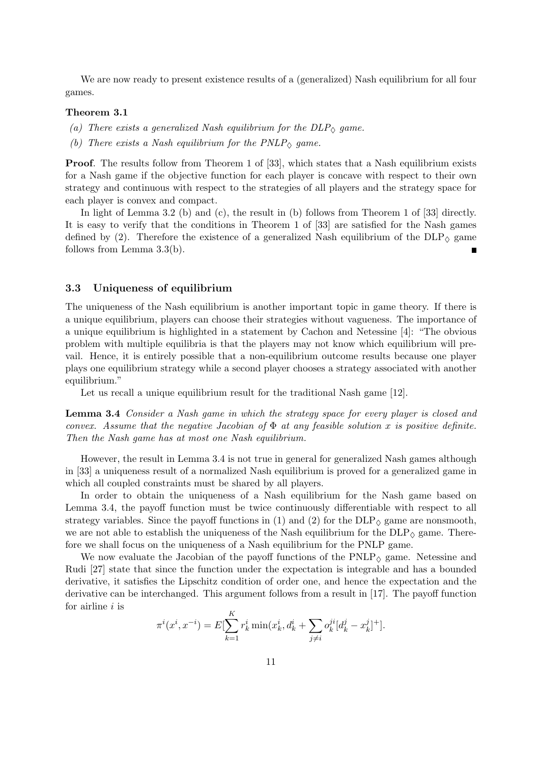We are now ready to present existence results of a (generalized) Nash equilibrium for all four games.

**Theorem 3.1**

*(a) There exists a generalized Nash equilibrium for the $DLP_\diamond$ game.*

*(b) There exists a Nash equilibrium for the $PNLP_\diamond$ game.*

**Proof**. The results follow from Theorem 1 of [33], which states that a Nash equilibrium exists for a Nash game if the objective function for each player is concave with respect to their own strategy and continuous with respect to the strategies of all players and the strategy space for each player is convex and compact.

In light of Lemma 3.2 (b) and (c), the result in (b) follows from Theorem 1 of [33] directly. It is easy to verify that the conditions in Theorem 1 of [33] are satisfied for the Nash games defined by (2). Therefore the existence of a generalized Nash equilibrium of the $\text{DLP}_\diamond$ game follows from Lemma 3.3(b). ■

### 3.3 Uniqueness of equilibrium

The uniqueness of the Nash equilibrium is another important topic in game theory. If there is a unique equilibrium, players can choose their strategies without vagueness. The importance of a unique equilibrium is highlighted in a statement by Cachon and Netessine [4]: "The obvious problem with multiple equilibria is that the players may not know which equilibrium will prevail. Hence, it is entirely possible that a non-equilibrium outcome results because one player plays one equilibrium strategy while a second player chooses a strategy associated with another equilibrium."

Let us recall a unique equilibrium result for the traditional Nash game [12].

**Lemma 3.4** *Consider a Nash game in which the strategy space for every player is closed and convex. Assume that the negative Jacobian of $\Phi$ at any feasible solution $x$ is positive definite. Then the Nash game has at most one Nash equilibrium.*

However, the result in Lemma 3.4 is not true in general for generalized Nash games although in [33] a uniqueness result of a normalized Nash equilibrium is proved for a generalized game in which all coupled constraints must be shared by all players.

In order to obtain the uniqueness of a Nash equilibrium for the Nash game based on Lemma 3.4, the payoff function must be twice continuously differentiable with respect to all strategy variables. Since the payoff functions in (1) and (2) for the $\text{DLP}_\diamond$ game are nonsmooth, we are not able to establish the uniqueness of the Nash equilibrium for the $\text{DLP}_\diamond$ game. Therefore we shall focus on the uniqueness of a Nash equilibrium for the PNLP game.

We now evaluate the Jacobian of the payoff functions of the $\text{PNLP}_\diamond$ game. Netessine and Rudi [27] state that since the function under the expectation is integrable and has a bounded derivative, it satisfies the Lipschitz condition of order one, and hence the expectation and the derivative can be interchanged. This argument follows from a result in [17]. The payoff function for airline $i$ is

$$\pi^i(x^i, x^{-i}) = E[\sum_{k=1}^{K} r_k^i \min(x_k^i, d_k^i + \sum_{j \neq i} o_k^{ji}[d_k^j - x_k^j]^+].$$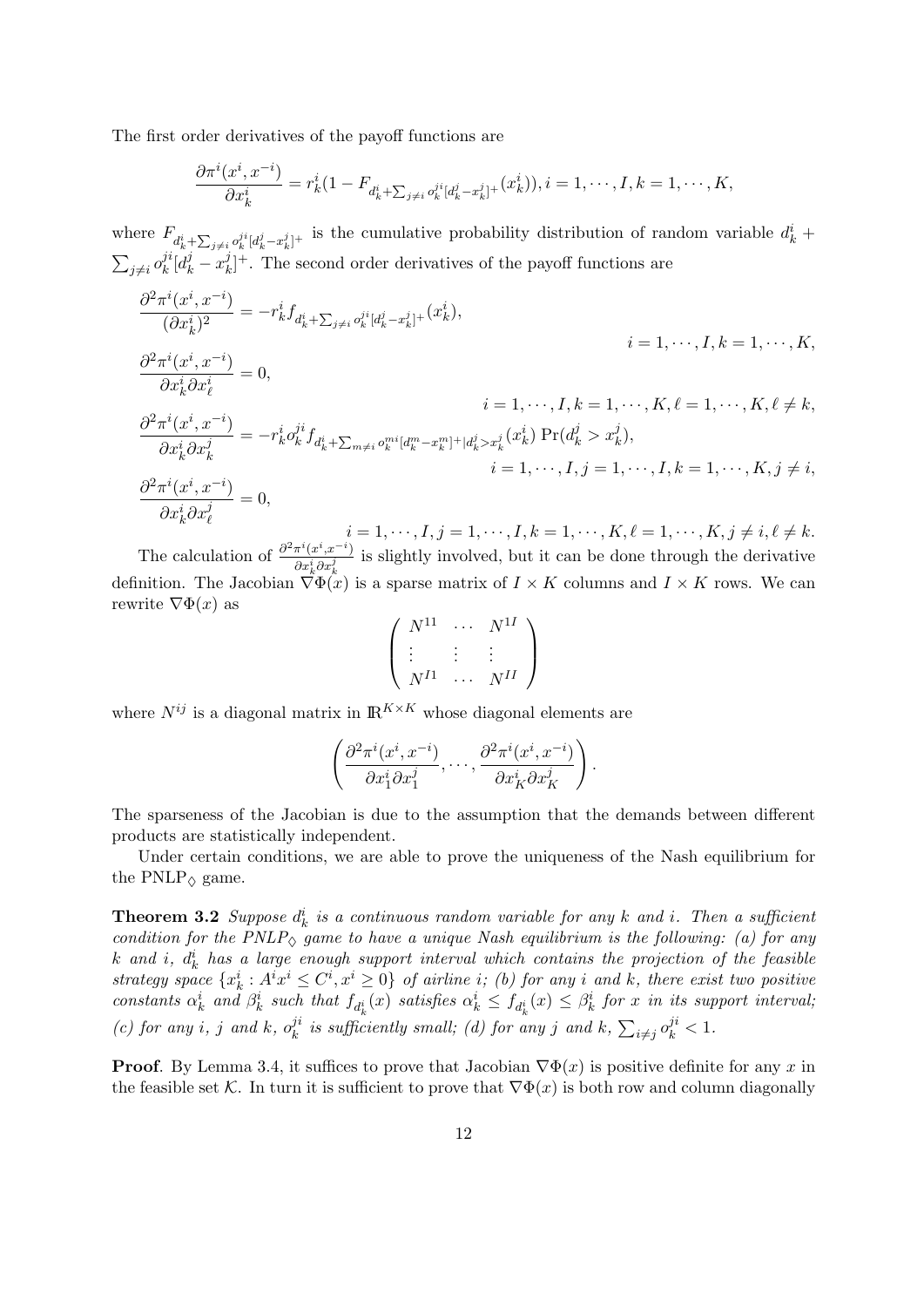The first order derivatives of the payoff functions are

$$\frac{\partial \pi^i(x^i, x^{-i})}{\partial x^i_k} = r^i_k(1 - F_{d^i_k + \sum_{j \neq i} o^{ji}_k [d^j_k - x^j_k]^+}(x^i_k)), i = 1, \cdots, I, k = 1, \cdots, K,$$

where $F_{d^i_k + \sum_{j \neq i} o^{ji}_k [d^j_k - x^j_k]^+}$ is the cumulative probability distribution of random variable $d^i_k + \sum_{j \neq i} o^{ji}_k [d^j_k - x^j_k]^+$. The second order derivatives of the payoff functions are

$$\frac{\partial^2 \pi^i(x^i, x^{-i})}{(\partial x^i_k)^2} = -r^i_k f_{d^i_k + \sum_{j \neq i} o^{ji}_k [d^j_k - x^j_k]^+}(x^i_k), \quad i = 1, \cdots, I, k = 1, \cdots, K,$$

$$\frac{\partial^2 \pi^i(x^i, x^{-i})}{\partial x^i_k \partial x^i_\ell} = 0, \quad i = 1, \cdots, I, k = 1, \cdots, K, \ell = 1, \cdots, K, \ell \neq k,$$

$$\frac{\partial^2 \pi^i(x^i, x^{-i})}{\partial x^i_k \partial x^j_k} = -r^i_k o^{ji}_k f_{d^i_k + \sum_{m \neq i} o^{mi}_k [d^m_k - x^m_k]^+ | d^j_k > x^j_k}(x^i_k) \Pr(d^j_k > x^j_k), \quad i = 1, \cdots, I, j = 1, \cdots, I, k = 1, \cdots, K, j \neq i,$$

$$\frac{\partial^2 \pi^i(x^i, x^{-i})}{\partial x^i_k \partial x^j_\ell} = 0, \quad i = 1, \cdots, I, j = 1, \cdots, I, k = 1, \cdots, K, \ell = 1, \cdots, K, j \neq i, \ell \neq k.$$

The calculation of $\frac{\partial^2 \pi^i(x^i, x^{-i})}{\partial x^i_k \partial x^j_k}$ is slightly involved, but it can be done through the derivative definition. The Jacobian $\nabla \Phi(x)$ is a sparse matrix of $I \times K$ columns and $I \times K$ rows. We can rewrite $\nabla \Phi(x)$ as

$$\begin{pmatrix} N^{11} & \cdots & N^{1I} \\ \vdots & \vdots & \vdots \\ N^{I1} & \cdots & N^{II} \end{pmatrix}$$

where $N^{ij}$ is a diagonal matrix in $\mathbb{R}^{K \times K}$ whose diagonal elements are

$$\left( \frac{\partial^2 \pi^i(x^i, x^{-i})}{\partial x^i_1 \partial x^j_1}, \cdots, \frac{\partial^2 \pi^i(x^i, x^{-i})}{\partial x^i_K \partial x^j_K} \right).$$

The sparseness of the Jacobian is due to the assumption that the demands between different products are statistically independent.

Under certain conditions, we are able to prove the uniqueness of the Nash equilibrium for the PNLP$_\diamond$ game.

**Theorem 3.2** *Suppose $d^i_k$ is a continuous random variable for any $k$ and $i$. Then a sufficient condition for the PNLP$_\diamond$ game to have a unique Nash equilibrium is the following: (a) for any $k$ and $i$, $d^i_k$ has a large enough support interval which contains the projection of the feasible strategy space $\{x^i_k : A^i x^i \leq C^i, x^i \geq 0\}$ of airline $i$; (b) for any $i$ and $k$, there exist two positive constants $\alpha^i_k$ and $\beta^i_k$ such that $f_{d^i_k}(x)$ satisfies $\alpha^i_k \leq f_{d^i_k}(x) \leq \beta^i_k$ for $x$ in its support interval; (c) for any $i$, $j$ and $k$, $o^{ji}_k$ is sufficiently small; (d) for any $j$ and $k$, $\sum_{i \neq j} o^{ji}_k < 1$.*

**Proof**. By Lemma 3.4, it suffices to prove that Jacobian $\nabla \Phi(x)$ is positive definite for any $x$ in the feasible set $\mathcal{K}$. In turn it is sufficient to prove that $\nabla \Phi(x)$ is both row and column diagonally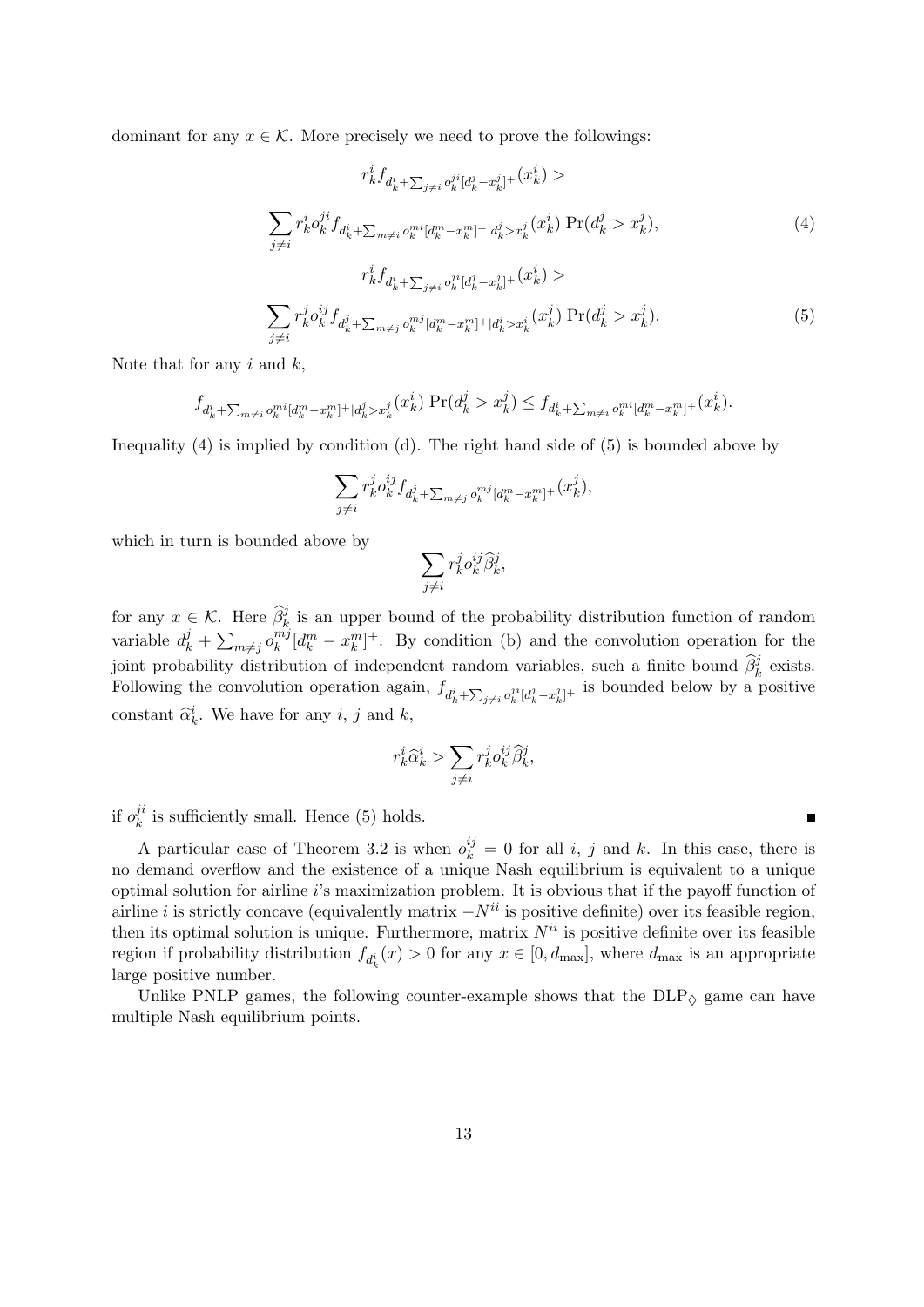dominant for any $x \in \mathcal{K}$. More precisely we need to prove the followings:

$$
r_k^i f_{d_k^i + \sum_{j \neq i} o_k^{ji}[d_k^j - x_k^j]^+}(x_k^i) >
$$

$$
\sum_{j \neq i} r_k^i o_k^{ji} f_{d_k^i + \sum_{m \neq i} o_k^{mi}[d_k^m - x_k^m]^+ | d_k^j > x_k^j}(x_k^i) \Pr(d_k^j > x_k^j), \tag{4}
$$

$$
r_k^i f_{d_k^i + \sum_{j \neq i} o_k^{ji}[d_k^j - x_k^j]^+}(x_k^i) >
$$

$$
\sum_{j \neq i} r_k^j o_k^{ij} f_{d_k^j + \sum_{m \neq j} o_k^{mj}[d_k^m - x_k^m]^+ | d_k^i > x_k^i}(x_k^j) \Pr(d_k^j > x_k^j). \tag{5}
$$

Note that for any $i$ and $k$,

$$
f_{d_k^i + \sum_{m \neq i} o_k^{mi}[d_k^m - x_k^m]^+ | d_k^j > x_k^j}(x_k^i) \Pr(d_k^j > x_k^j) \leq f_{d_k^i + \sum_{m \neq i} o_k^{mi}[d_k^m - x_k^m]^+}(x_k^i).
$$

Inequality (4) is implied by condition (d). The right hand side of (5) is bounded above by

$$
\sum_{j \neq i} r_k^j o_k^{ij} f_{d_k^j + \sum_{m \neq j} o_k^{mj}[d_k^m - x_k^m]^+}(x_k^j),
$$

which in turn is bounded above by

$$
\sum_{j \neq i} r_k^j o_k^{ij} \widehat{\beta}_k^j,
$$

for any $x \in \mathcal{K}$. Here $\widehat{\beta}_k^j$ is an upper bound of the probability distribution function of random variable $d_k^j + \sum_{m \neq j} o_k^{mj}[d_k^m - x_k^m]^+$. By condition (b) and the convolution operation for the joint probability distribution of independent random variables, such a finite bound $\widehat{\beta}_k^j$ exists. Following the convolution operation again, $f_{d_k^i + \sum_{j \neq i} o_k^{ji}[d_k^j - x_k^j]^+}$ is bounded below by a positive constant $\widehat{\alpha}_k^i$. We have for any $i$, $j$ and $k$,

$$
r_k^i \widehat{\alpha}_k^i > \sum_{j \neq i} r_k^j o_k^{ij} \widehat{\beta}_k^j,
$$

if $o_k^{ji}$ is sufficiently small. Hence (5) holds. ∎

A particular case of Theorem 3.2 is when $o_k^{ij} = 0$ for all $i$, $j$ and $k$. In this case, there is no demand overflow and the existence of a unique Nash equilibrium is equivalent to a unique optimal solution for airline $i$'s maximization problem. It is obvious that if the payoff function of airline $i$ is strictly concave (equivalently matrix $-N^{ii}$ is positive definite) over its feasible region, then its optimal solution is unique. Furthermore, matrix $N^{ii}$ is positive definite over its feasible region if probability distribution $f_{d_k^i}(x) > 0$ for any $x \in [0, d_{\max}]$, where $d_{\max}$ is an appropriate large positive number.

Unlike PNLP games, the following counter-example shows that the DLP$_\Diamond$ game can have multiple Nash equilibrium points.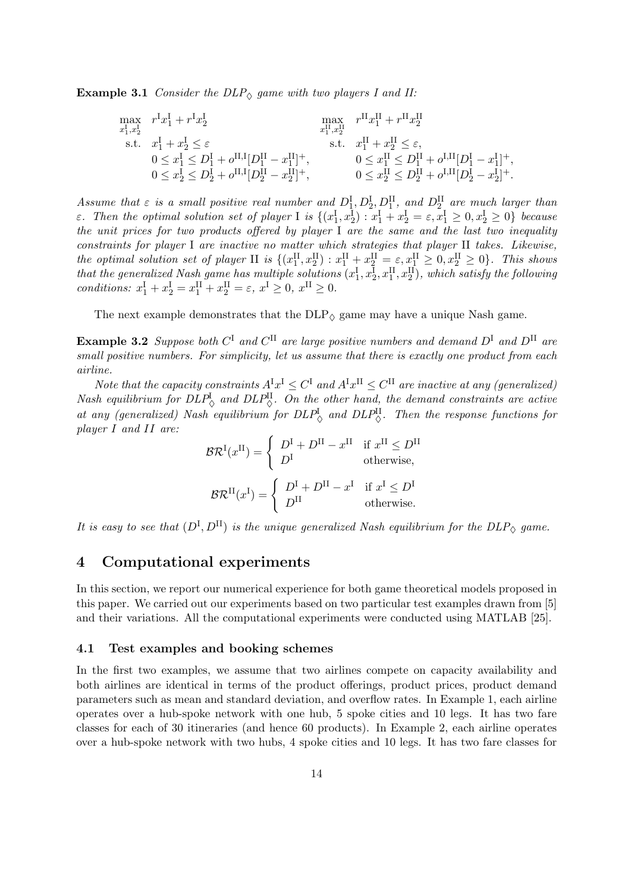**Example 3.1** *Consider the $DLP_\diamond$ game with two players I and II:*

$$
\begin{array}{llll}
\max\limits_{x_1^{\rm I}, x_2^{\rm I}} & r^{\rm I}x_1^{\rm I} + r^{\rm I}x_2^{\rm I} & \max\limits_{x_1^{\rm II}, x_2^{\rm II}} & r^{\rm II}x_1^{\rm II} + r^{\rm II}x_2^{\rm II} \\
\text{s.t.} & x_1^{\rm I} + x_2^{\rm I} \le \varepsilon & \text{s.t.} & x_1^{\rm II} + x_2^{\rm II} \le \varepsilon, \\
& 0 \le x_1^{\rm I} \le D_1^{\rm I} + o^{\rm II,I}[D_1^{\rm II} - x_1^{\rm II}]^+, & & 0 \le x_1^{\rm II} \le D_1^{\rm II} + o^{\rm I,II}[D_1^{\rm I} - x_1^{\rm I}]^+, \\
& 0 \le x_2^{\rm I} \le D_2^{\rm I} + o^{\rm II,I}[D_2^{\rm II} - x_2^{\rm II}]^+, & & 0 \le x_2^{\rm II} \le D_2^{\rm II} + o^{\rm I,II}[D_2^{\rm I} - x_2^{\rm I}]^+.
\end{array}
$$

*Assume that $\varepsilon$ is a small positive real number and $D_1^{\rm I}, D_2^{\rm I}, D_1^{\rm II}$, and $D_2^{\rm II}$ are much larger than $\varepsilon$. Then the optimal solution set of player I is $\{(x_1^{\rm I}, x_2^{\rm I}) : x_1^{\rm I} + x_2^{\rm I} = \varepsilon, x_1^{\rm I} \ge 0, x_2^{\rm I} \ge 0\}$ because the unit prices for two products offered by player I are the same and the last two inequality constraints for player I are inactive no matter which strategies that player II takes. Likewise, the optimal solution set of player II is $\{(x_1^{\rm II}, x_2^{\rm II}) : x_1^{\rm II} + x_2^{\rm II} = \varepsilon, x_1^{\rm II} \ge 0, x_2^{\rm II} \ge 0\}$. This shows that the generalized Nash game has multiple solutions $(x_1^{\rm I}, x_2^{\rm I}, x_1^{\rm II}, x_2^{\rm II})$, which satisfy the following conditions: $x_1^{\rm I} + x_2^{\rm I} = x_1^{\rm II} + x_2^{\rm II} = \varepsilon$, $x^{\rm I} \ge 0$, $x^{\rm II} \ge 0$.*

The next example demonstrates that the $\text{DLP}_\diamond$ game may have a unique Nash game.

**Example 3.2** *Suppose both $C^{\rm I}$ and $C^{\rm II}$ are large positive numbers and demand $D^{\rm I}$ and $D^{\rm II}$ are small positive numbers. For simplicity, let us assume that there is exactly one product from each airline.*

*Note that the capacity constraints $A^{\rm I}x^{\rm I} \le C^{\rm I}$ and $A^{\rm I}x^{\rm II} \le C^{\rm II}$ are inactive at any (generalized) Nash equilibrium for $DLP_\diamond^{\rm I}$ and $DLP_\diamond^{\rm II}$. On the other hand, the demand constraints are active at any (generalized) Nash equilibrium for $DLP_\diamond^{\rm I}$ and $DLP_\diamond^{\rm II}$. Then the response functions for player I and II are:*

$$
\mathcal{BR}^{\rm I}(x^{\rm II}) = \begin{cases} D^{\rm I} + D^{\rm II} - x^{\rm II} & \text{if } x^{\rm II} \le D^{\rm II} \\ D^{\rm I} & \text{otherwise,} \end{cases}
$$

$$
\mathcal{BR}^{\rm II}(x^{\rm I}) = \begin{cases} D^{\rm I} + D^{\rm II} - x^{\rm I} & \text{if } x^{\rm I} \le D^{\rm I} \\ D^{\rm II} & \text{otherwise.} \end{cases}
$$

*It is easy to see that $(D^{\rm I}, D^{\rm II})$ is the unique generalized Nash equilibrium for the $DLP_\diamond$ game.*

# 4 Computational experiments

In this section, we report our numerical experience for both game theoretical models proposed in this paper. We carried out our experiments based on two particular test examples drawn from [5] and their variations. All the computational experiments were conducted using MATLAB [25].

## 4.1 Test examples and booking schemes

In the first two examples, we assume that two airlines compete on capacity availability and both airlines are identical in terms of the product offerings, product prices, product demand parameters such as mean and standard deviation, and overflow rates. In Example 1, each airline operates over a hub-spoke network with one hub, 5 spoke cities and 10 legs. It has two fare classes for each of 30 itineraries (and hence 60 products). In Example 2, each airline operates over a hub-spoke network with two hubs, 4 spoke cities and 10 legs. It has two fare classes for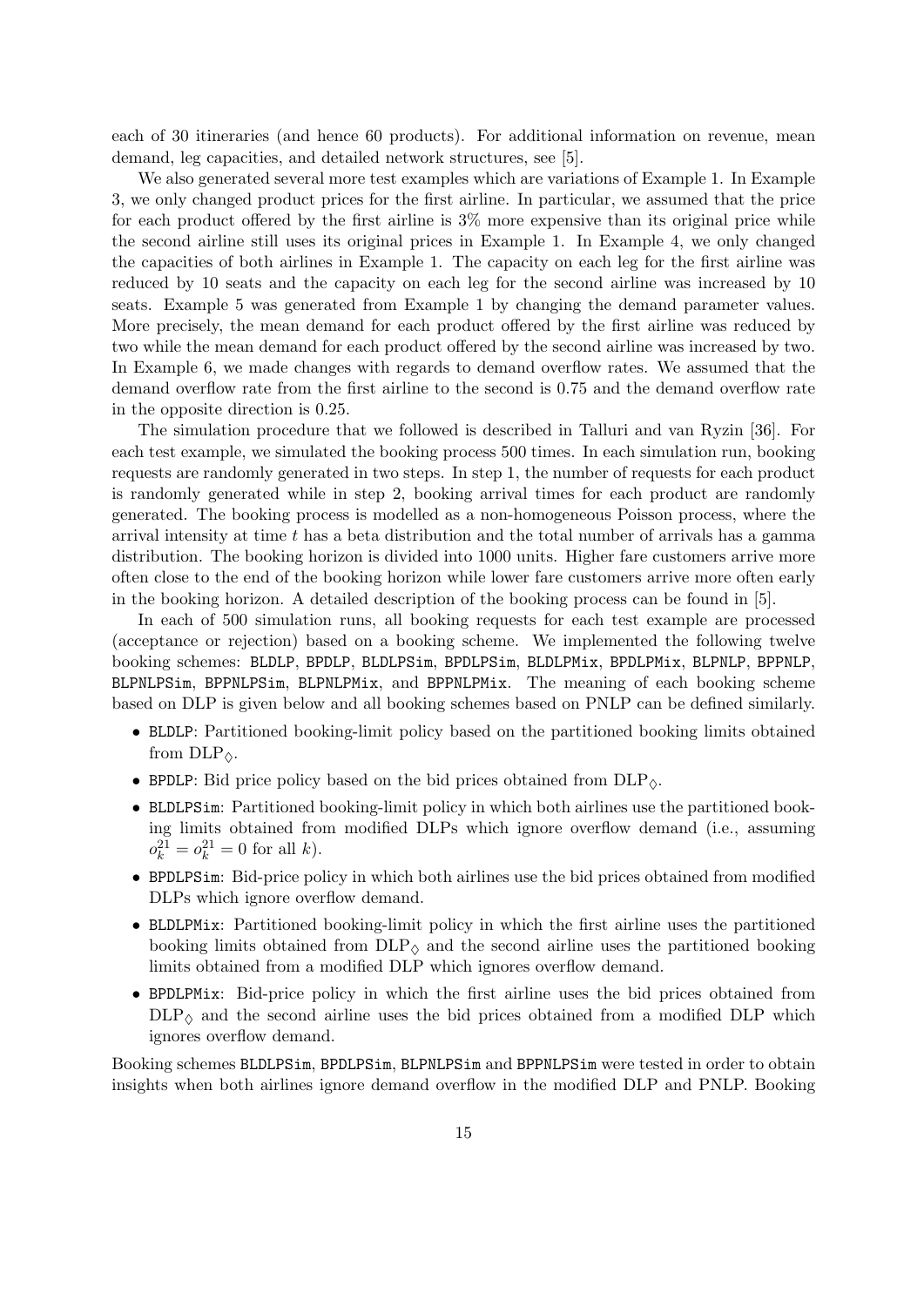each of 30 itineraries (and hence 60 products). For additional information on revenue, mean demand, leg capacities, and detailed network structures, see [5].

We also generated several more test examples which are variations of Example 1. In Example 3, we only changed product prices for the first airline. In particular, we assumed that the price for each product offered by the first airline is 3% more expensive than its original price while the second airline still uses its original prices in Example 1. In Example 4, we only changed the capacities of both airlines in Example 1. The capacity on each leg for the first airline was reduced by 10 seats and the capacity on each leg for the second airline was increased by 10 seats. Example 5 was generated from Example 1 by changing the demand parameter values. More precisely, the mean demand for each product offered by the first airline was reduced by two while the mean demand for each product offered by the second airline was increased by two. In Example 6, we made changes with regards to demand overflow rates. We assumed that the demand overflow rate from the first airline to the second is 0.75 and the demand overflow rate in the opposite direction is 0.25.

The simulation procedure that we followed is described in Talluri and van Ryzin [36]. For each test example, we simulated the booking process 500 times. In each simulation run, booking requests are randomly generated in two steps. In step 1, the number of requests for each product is randomly generated while in step 2, booking arrival times for each product are randomly generated. The booking process is modelled as a non-homogeneous Poisson process, where the arrival intensity at time $t$ has a beta distribution and the total number of arrivals has a gamma distribution. The booking horizon is divided into 1000 units. Higher fare customers arrive more often close to the end of the booking horizon while lower fare customers arrive more often early in the booking horizon. A detailed description of the booking process can be found in [5].

In each of 500 simulation runs, all booking requests for each test example are processed (acceptance or rejection) based on a booking scheme. We implemented the following twelve booking schemes: `BLDLP`, `BPDLP`, `BLDLPSim`, `BPDLPSim`, `BLDLPMix`, `BPDLPMix`, `BLPNLP`, `BPPNLP`, `BLPNLPSim`, `BPPNLPSim`, `BLPNLPMix`, and `BPPNLPMix`. The meaning of each booking scheme based on DLP is given below and all booking schemes based on PNLP can be defined similarly.

- `BLDLP`: Partitioned booking-limit policy based on the partitioned booking limits obtained from $\mathrm{DLP}_{\diamond}$.
- `BPDLP`: Bid price policy based on the bid prices obtained from $\mathrm{DLP}_{\diamond}$.
- `BLDLPSim`: Partitioned booking-limit policy in which both airlines use the partitioned booking limits obtained from modified DLPs which ignore overflow demand (i.e., assuming $o_k^{21} = o_k^{21} = 0$ for all $k$).
- `BPDLPSim`: Bid-price policy in which both airlines use the bid prices obtained from modified DLPs which ignore overflow demand.
- `BLDLPMix`: Partitioned booking-limit policy in which the first airline uses the partitioned booking limits obtained from $\mathrm{DLP}_{\diamond}$ and the second airline uses the partitioned booking limits obtained from a modified DLP which ignores overflow demand.
- `BPDLPMix`: Bid-price policy in which the first airline uses the bid prices obtained from $\mathrm{DLP}_{\diamond}$ and the second airline uses the bid prices obtained from a modified DLP which ignores overflow demand.

Booking schemes `BLDLPSim`, `BPDLPSim`, `BLPNLPSim` and `BPPNLPSim` were tested in order to obtain insights when both airlines ignore demand overflow in the modified DLP and PNLP. Booking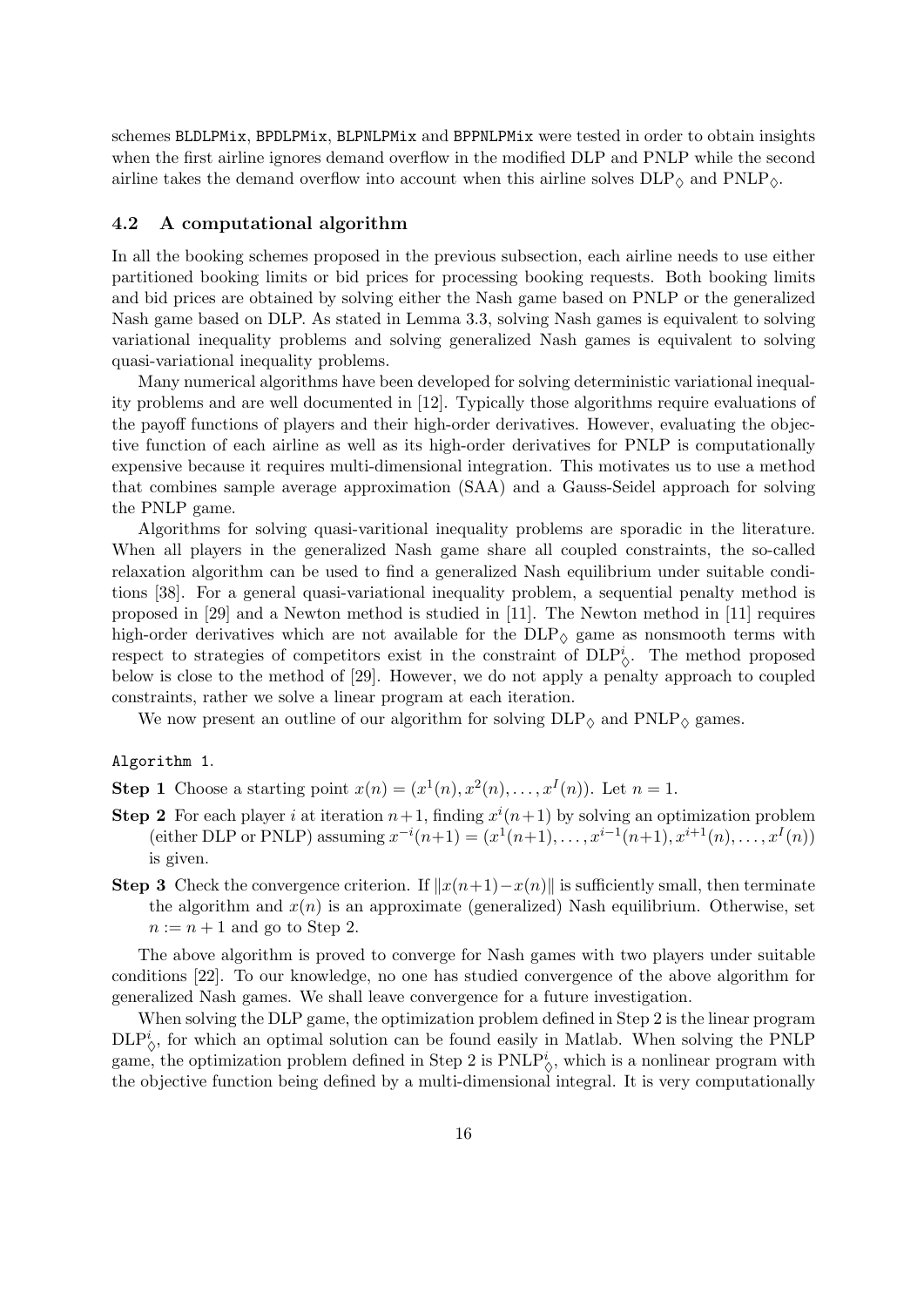schemes BLDLPMix, BPDLPMix, BLPNLPMix and BPPNLPMix were tested in order to obtain insights when the first airline ignores demand overflow in the modified DLP and PNLP while the second airline takes the demand overflow into account when this airline solves $\text{DLP}_\diamond$ and $\text{PNLP}_\diamond$.

### 4.2 A computational algorithm

In all the booking schemes proposed in the previous subsection, each airline needs to use either partitioned booking limits or bid prices for processing booking requests. Both booking limits and bid prices are obtained by solving either the Nash game based on PNLP or the generalized Nash game based on DLP. As stated in Lemma 3.3, solving Nash games is equivalent to solving variational inequality problems and solving generalized Nash games is equivalent to solving quasi-variational inequality problems.

Many numerical algorithms have been developed for solving deterministic variational inequality problems and are well documented in [12]. Typically those algorithms require evaluations of the payoff functions of players and their high-order derivatives. However, evaluating the objective function of each airline as well as its high-order derivatives for PNLP is computationally expensive because it requires multi-dimensional integration. This motivates us to use a method that combines sample average approximation (SAA) and a Gauss-Seidel approach for solving the PNLP game.

Algorithms for solving quasi-varitional inequality problems are sporadic in the literature. When all players in the generalized Nash game share all coupled constraints, the so-called relaxation algorithm can be used to find a generalized Nash equilibrium under suitable conditions [38]. For a general quasi-variational inequality problem, a sequential penalty method is proposed in [29] and a Newton method is studied in [11]. The Newton method in [11] requires high-order derivatives which are not available for the $\text{DLP}_\diamond$ game as nonsmooth terms with respect to strategies of competitors exist in the constraint of $\text{DLP}^i_\diamond$. The method proposed below is close to the method of [29]. However, we do not apply a penalty approach to coupled constraints, rather we solve a linear program at each iteration.

We now present an outline of our algorithm for solving $\text{DLP}_\diamond$ and $\text{PNLP}_\diamond$ games.

Algorithm 1.

**Step 1** Choose a starting point $x(n) = (x^1(n), x^2(n), \ldots, x^I(n))$. Let $n = 1$.

**Step 2** For each player $i$ at iteration $n+1$, finding $x^i(n+1)$ by solving an optimization problem (either DLP or PNLP) assuming $x^{-i}(n+1) = (x^1(n+1), \ldots, x^{i-1}(n+1), x^{i+1}(n), \ldots, x^I(n))$ is given.

**Step 3** Check the convergence criterion. If $\|x(n+1) - x(n)\|$ is sufficiently small, then terminate the algorithm and $x(n)$ is an approximate (generalized) Nash equilibrium. Otherwise, set $n := n + 1$ and go to Step 2.

The above algorithm is proved to converge for Nash games with two players under suitable conditions [22]. To our knowledge, no one has studied convergence of the above algorithm for generalized Nash games. We shall leave convergence for a future investigation.

When solving the DLP game, the optimization problem defined in Step 2 is the linear program $\text{DLP}^i_\diamond$, for which an optimal solution can be found easily in Matlab. When solving the PNLP game, the optimization problem defined in Step 2 is $\text{PNLP}^i_\diamond$, which is a nonlinear program with the objective function being defined by a multi-dimensional integral. It is very computationally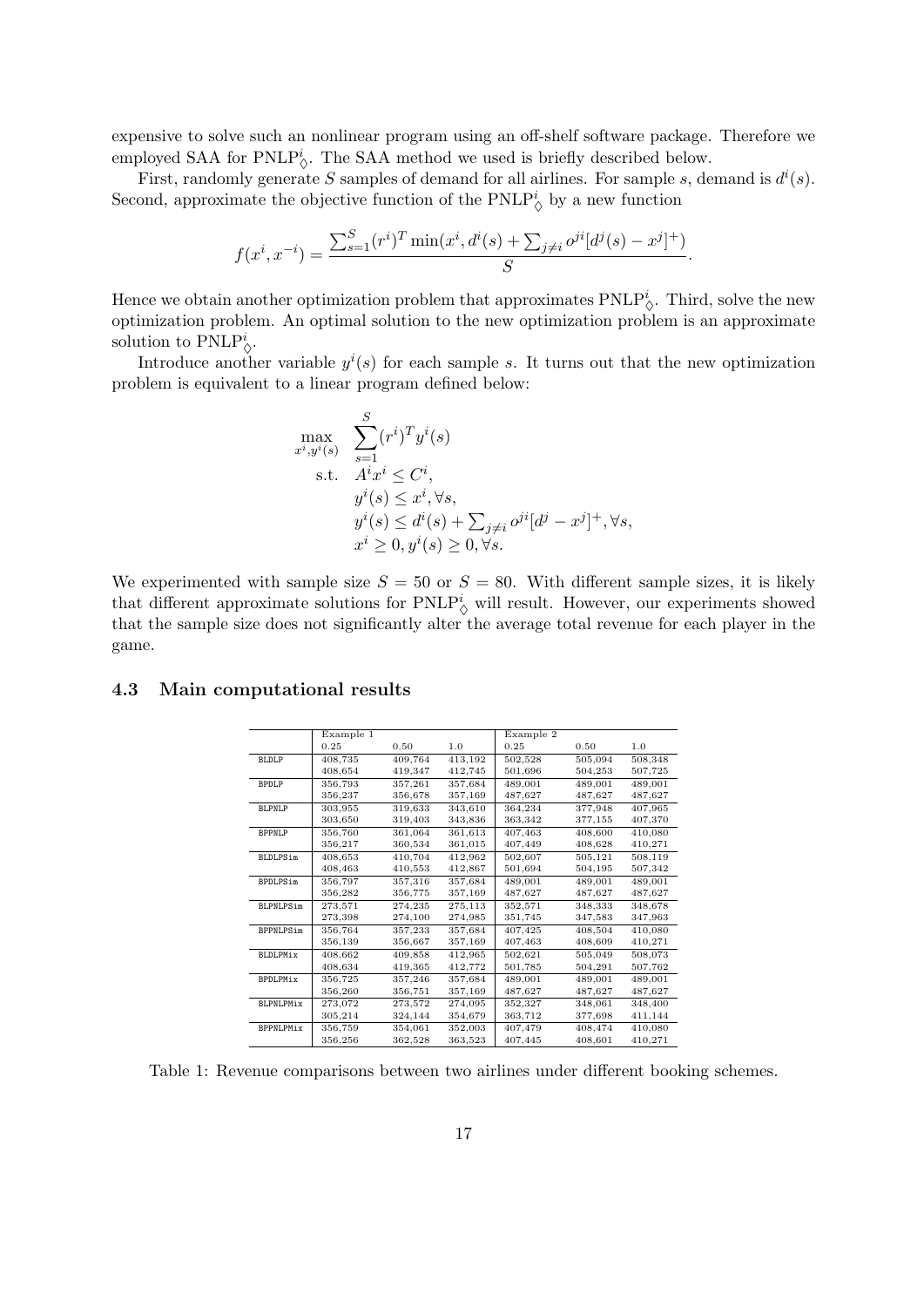expensive to solve such an nonlinear program using an off-shelf software package. Therefore we employed SAA for $\mathrm{PNLP}^i_\Diamond$. The SAA method we used is briefly described below.

First, randomly generate $S$ samples of demand for all airlines. For sample $s$, demand is $d^i(s)$. Second, approximate the objective function of the $\mathrm{PNLP}^i_\Diamond$ by a new function

$$f(x^i, x^{-i}) = \frac{\sum_{s=1}^{S} (r^i)^T \min(x^i, d^i(s) + \sum_{j \neq i} o^{ji}[d^j(s) - x^j]^+)}{S}.$$

Hence we obtain another optimization problem that approximates $\mathrm{PNLP}^i_\Diamond$. Third, solve the new optimization problem. An optimal solution to the new optimization problem is an approximate solution to $\mathrm{PNLP}^i_\Diamond$.

Introduce another variable $y^i(s)$ for each sample $s$. It turns out that the new optimization problem is equivalent to a linear program defined below:

$$\begin{aligned}
\max_{x^i, y^i(s)} \quad & \sum_{s=1}^{S} (r^i)^T y^i(s) \\
\text{s.t.} \quad & A^i x^i \leq C^i, \\
& y^i(s) \leq x^i, \forall s, \\
& y^i(s) \leq d^i(s) + \textstyle\sum_{j \neq i} o^{ji}[d^j - x^j]^+, \forall s, \\
& x^i \geq 0, y^i(s) \geq 0, \forall s.
\end{aligned}$$

We experimented with sample size $S = 50$ or $S = 80$. With different sample sizes, it is likely that different approximate solutions for $\mathrm{PNLP}^i_\Diamond$ will result. However, our experiments showed that the sample size does not significantly alter the average total revenue for each player in the game.

### 4.3 Main computational results

| | Example 1 | | | Example 2 | | |
|---|---|---|---|---|---|---|
| | 0.25 | 0.50 | 1.0 | 0.25 | 0.50 | 1.0 |
| BLDLP | 408,735 | 409,764 | 413,192 | 502,528 | 505,094 | 508,348 |
| | 408,654 | 419,347 | 412,745 | 501,696 | 504,253 | 507,725 |
| BPDLP | 356,793 | 357,261 | 357,684 | 489,001 | 489,001 | 489,001 |
| | 356,237 | 356,678 | 357,169 | 487,627 | 487,627 | 487,627 |
| BLPNLP | 303,955 | 319,633 | 343,610 | 364,234 | 377,948 | 407,965 |
| | 303,650 | 319,403 | 343,836 | 363,342 | 377,155 | 407,370 |
| BPPNLP | 356,760 | 361,064 | 361,613 | 407,463 | 408,600 | 410,080 |
| | 356,217 | 360,534 | 361,015 | 407,449 | 408,628 | 410,271 |
| BLDLPSim | 408,653 | 410,704 | 412,962 | 502,607 | 505,121 | 508,119 |
| | 408,463 | 410,553 | 412,867 | 501,694 | 504,195 | 507,342 |
| BPDLPSim | 356,797 | 357,316 | 357,684 | 489,001 | 489,001 | 489,001 |
| | 356,282 | 356,775 | 357,169 | 487,627 | 487,627 | 487,627 |
| BLPNLPSim | 273,571 | 274,235 | 275,113 | 352,571 | 348,333 | 348,678 |
| | 273,398 | 274,100 | 274,985 | 351,745 | 347,583 | 347,963 |
| BPPNLPSim | 356,764 | 357,233 | 357,684 | 407,425 | 408,504 | 410,080 |
| | 356,139 | 356,667 | 357,169 | 407,463 | 408,609 | 410,271 |
| BLDLPMix | 408,662 | 409,858 | 412,965 | 502,621 | 505,049 | 508,073 |
| | 408,634 | 419,365 | 412,772 | 501,785 | 504,291 | 507,762 |
| BPDLPMix | 356,725 | 357,246 | 357,684 | 489,001 | 489,001 | 489,001 |
| | 356,260 | 356,751 | 357,169 | 487,627 | 487,627 | 487,627 |
| BLPNLPMix | 273,072 | 273,572 | 274,095 | 352,327 | 348,061 | 348,400 |
| | 305,214 | 324,144 | 354,679 | 363,712 | 377,698 | 411,144 |
| BPPNLPMix | 356,759 | 354,061 | 352,003 | 407,479 | 408,474 | 410,080 |
| | 356,256 | 362,528 | 363,523 | 407,445 | 408,601 | 410,271 |

Table 1: Revenue comparisons between two airlines under different booking schemes.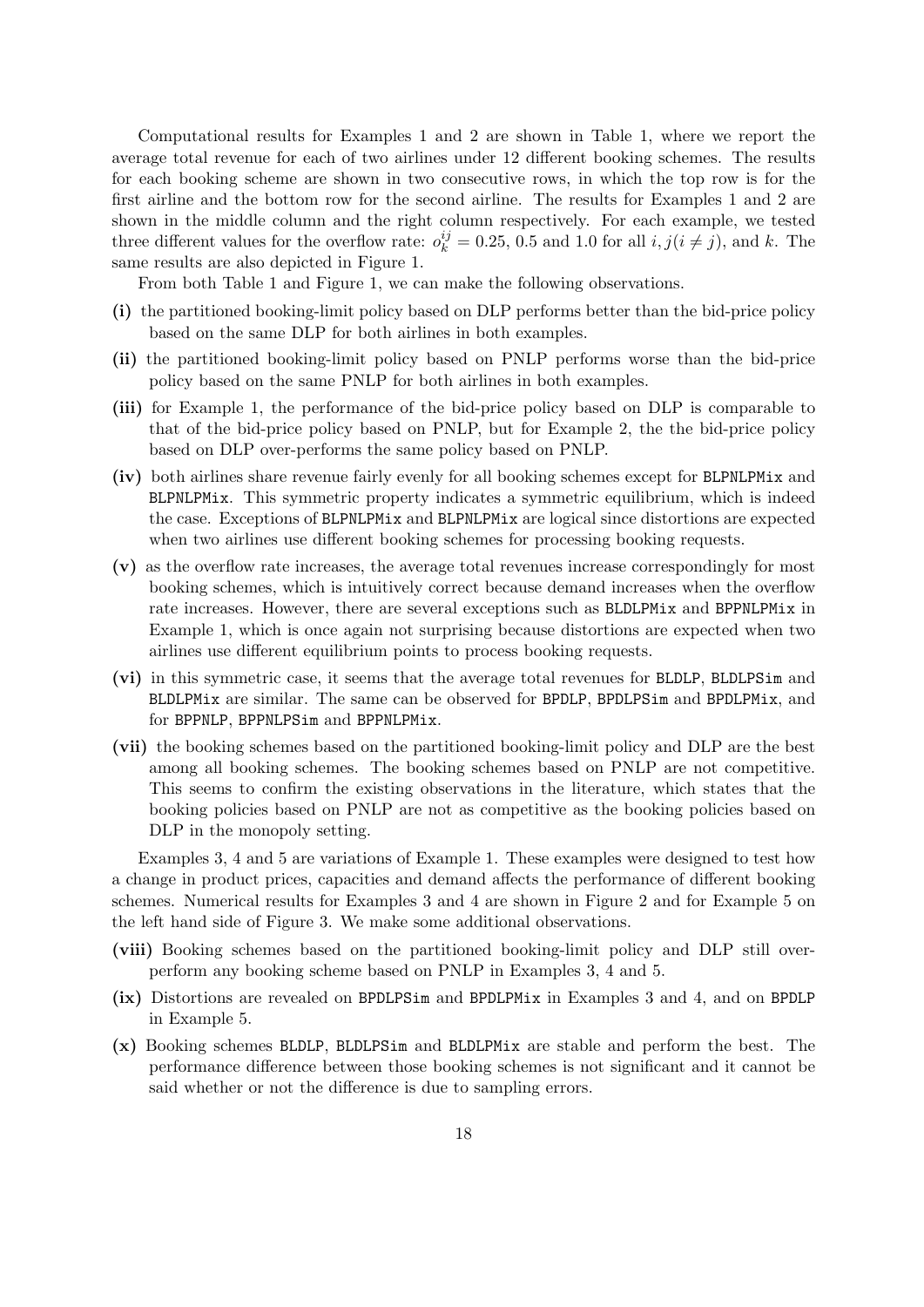Computational results for Examples 1 and 2 are shown in Table 1, where we report the average total revenue for each of two airlines under 12 different booking schemes. The results for each booking scheme are shown in two consecutive rows, in which the top row is for the first airline and the bottom row for the second airline. The results for Examples 1 and 2 are shown in the middle column and the right column respectively. For each example, we tested three different values for the overflow rate: $o_k^{ij} = 0.25$, 0.5 and 1.0 for all $i, j (i \neq j)$, and $k$. The same results are also depicted in Figure 1.

From both Table 1 and Figure 1, we can make the following observations.

- **(i)** the partitioned booking-limit policy based on DLP performs better than the bid-price policy based on the same DLP for both airlines in both examples.
- **(ii)** the partitioned booking-limit policy based on PNLP performs worse than the bid-price policy based on the same PNLP for both airlines in both examples.
- **(iii)** for Example 1, the performance of the bid-price policy based on DLP is comparable to that of the bid-price policy based on PNLP, but for Example 2, the the bid-price policy based on DLP over-performs the same policy based on PNLP.
- **(iv)** both airlines share revenue fairly evenly for all booking schemes except for `BLPNLPMix` and `BLPNLPMix`. This symmetric property indicates a symmetric equilibrium, which is indeed the case. Exceptions of `BLPNLPMix` and `BLPNLPMix` are logical since distortions are expected when two airlines use different booking schemes for processing booking requests.
- **(v)** as the overflow rate increases, the average total revenues increase correspondingly for most booking schemes, which is intuitively correct because demand increases when the overflow rate increases. However, there are several exceptions such as `BLDLPMix` and `BPPNLPMix` in Example 1, which is once again not surprising because distortions are expected when two airlines use different equilibrium points to process booking requests.
- **(vi)** in this symmetric case, it seems that the average total revenues for `BLDLP`, `BLDLPSim` and `BLDLPMix` are similar. The same can be observed for `BPDLP`, `BPDLPSim` and `BPDLPMix`, and for `BPPNLP`, `BPPNLPSim` and `BPPNLPMix`.
- **(vii)** the booking schemes based on the partitioned booking-limit policy and DLP are the best among all booking schemes. The booking schemes based on PNLP are not competitive. This seems to confirm the existing observations in the literature, which states that the booking policies based on PNLP are not as competitive as the booking policies based on DLP in the monopoly setting.

Examples 3, 4 and 5 are variations of Example 1. These examples were designed to test how a change in product prices, capacities and demand affects the performance of different booking schemes. Numerical results for Examples 3 and 4 are shown in Figure 2 and for Example 5 on the left hand side of Figure 3. We make some additional observations.

- **(viii)** Booking schemes based on the partitioned booking-limit policy and DLP still over-perform any booking scheme based on PNLP in Examples 3, 4 and 5.
- **(ix)** Distortions are revealed on `BPDLPSim` and `BPDLPMix` in Examples 3 and 4, and on `BPDLP` in Example 5.
- **(x)** Booking schemes `BLDLP`, `BLDLPSim` and `BLDLPMix` are stable and perform the best. The performance difference between those booking schemes is not significant and it cannot be said whether or not the difference is due to sampling errors.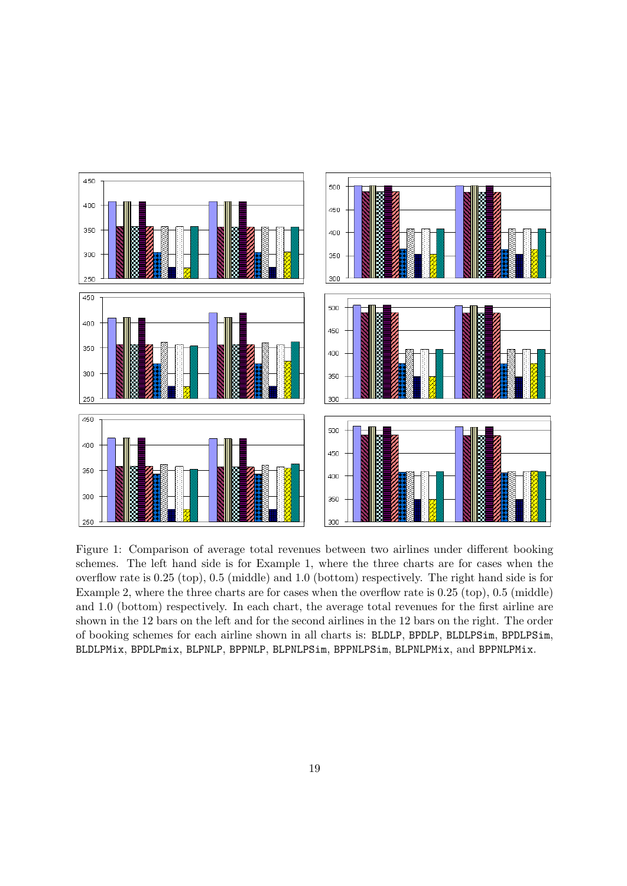Figure 1: Comparison of average total revenues between two airlines under different booking schemes. The left hand side is for Example 1, where the three charts are for cases when the overflow rate is 0.25 (top), 0.5 (middle) and 1.0 (bottom) respectively. The right hand side is for Example 2, where the three charts are for cases when the overflow rate is 0.25 (top), 0.5 (middle) and 1.0 (bottom) respectively. In each chart, the average total revenues for the first airline are shown in the 12 bars on the left and for the second airlines in the 12 bars on the right. The order of booking schemes for each airline shown in all charts is: `BLDLP`, `BPDLP`, `BLDLPSim`, `BPDLPSim`, `BLDLPMix`, `BPDLPmix`, `BLPNLP`, `BPPNLP`, `BLPNLPSim`, `BPPNLPSim`, `BLPNLPMix`, and `BPPNLPMix`.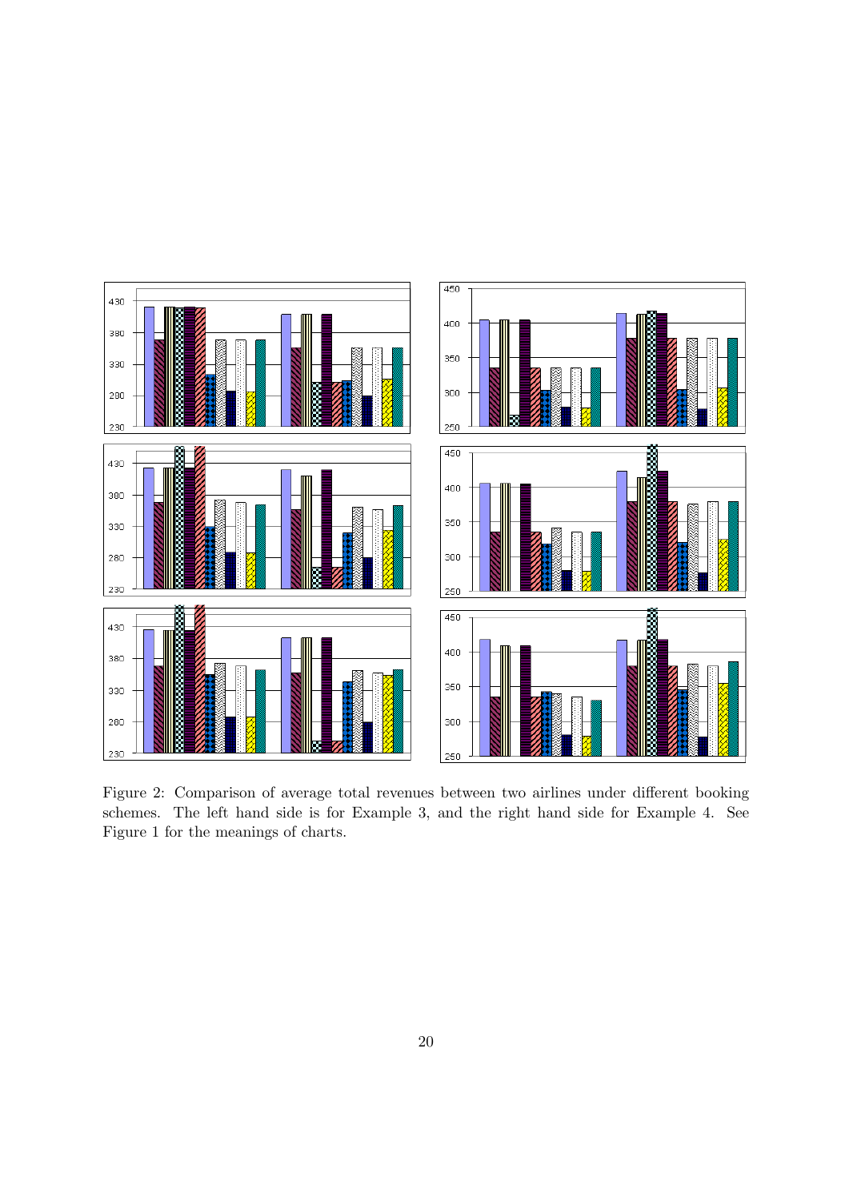Figure 2: Comparison of average total revenues between two airlines under different booking schemes. The left hand side is for Example 3, and the right hand side for Example 4. See Figure 1 for the meanings of charts.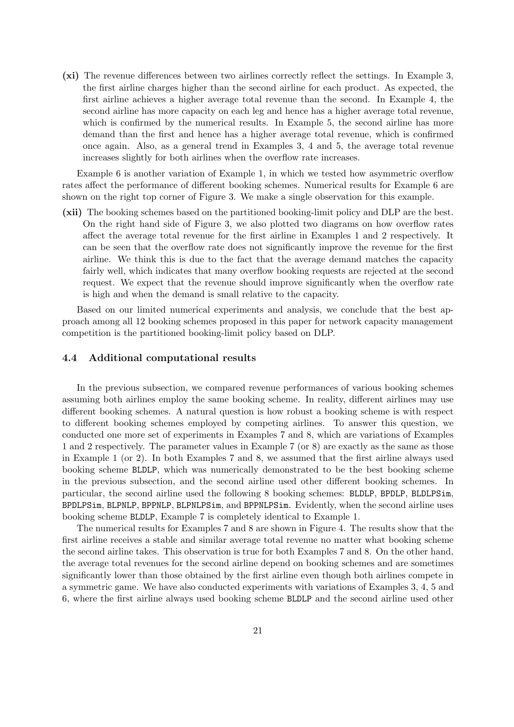**(xi)** The revenue differences between two airlines correctly reflect the settings. In Example 3, the first airline charges higher than the second airline for each product. As expected, the first airline achieves a higher average total revenue than the second. In Example 4, the second airline has more capacity on each leg and hence has a higher average total revenue, which is confirmed by the numerical results. In Example 5, the second airline has more demand than the first and hence has a higher average total revenue, which is confirmed once again. Also, as a general trend in Examples 3, 4 and 5, the average total revenue increases slightly for both airlines when the overflow rate increases.

Example 6 is another variation of Example 1, in which we tested how asymmetric overflow rates affect the performance of different booking schemes. Numerical results for Example 6 are shown on the right top corner of Figure 3. We make a single observation for this example.

**(xii)** The booking schemes based on the partitioned booking-limit policy and DLP are the best. On the right hand side of Figure 3, we also plotted two diagrams on how overflow rates affect the average total revenue for the first airline in Examples 1 and 2 respectively. It can be seen that the overflow rate does not significantly improve the revenue for the first airline. We think this is due to the fact that the average demand matches the capacity fairly well, which indicates that many overflow booking requests are rejected at the second request. We expect that the revenue should improve significantly when the overflow rate is high and when the demand is small relative to the capacity.

Based on our limited numerical experiments and analysis, we conclude that the best approach among all 12 booking schemes proposed in this paper for network capacity management competition is the partitioned booking-limit policy based on DLP.

### 4.4 Additional computational results

In the previous subsection, we compared revenue performances of various booking schemes assuming both airlines employ the same booking scheme. In reality, different airlines may use different booking schemes. A natural question is how robust a booking scheme is with respect to different booking schemes employed by competing airlines. To answer this question, we conducted one more set of experiments in Examples 7 and 8, which are variations of Examples 1 and 2 respectively. The parameter values in Example 7 (or 8) are exactly as the same as those in Example 1 (or 2). In both Examples 7 and 8, we assumed that the first airline always used booking scheme `BLDLP`, which was numerically demonstrated to be the best booking scheme in the previous subsection, and the second airline used other different booking schemes. In particular, the second airline used the following 8 booking schemes: `BLDLP`, `BPDLP`, `BLDLPSim`, `BPDLPSim`, `BLPNLP`, `BPPNLP`, `BLPNLPSim`, and `BPPNLPSim`. Evidently, when the second airline uses booking scheme `BLDLP`, Example 7 is completely identical to Example 1.

The numerical results for Examples 7 and 8 are shown in Figure 4. The results show that the first airline receives a stable and similar average total revenue no matter what booking scheme the second airline takes. This observation is true for both Examples 7 and 8. On the other hand, the average total revenues for the second airline depend on booking schemes and are sometimes significantly lower than those obtained by the first airline even though both airlines compete in a symmetric game. We have also conducted experiments with variations of Examples 3, 4, 5 and 6, where the first airline always used booking scheme `BLDLP` and the second airline used other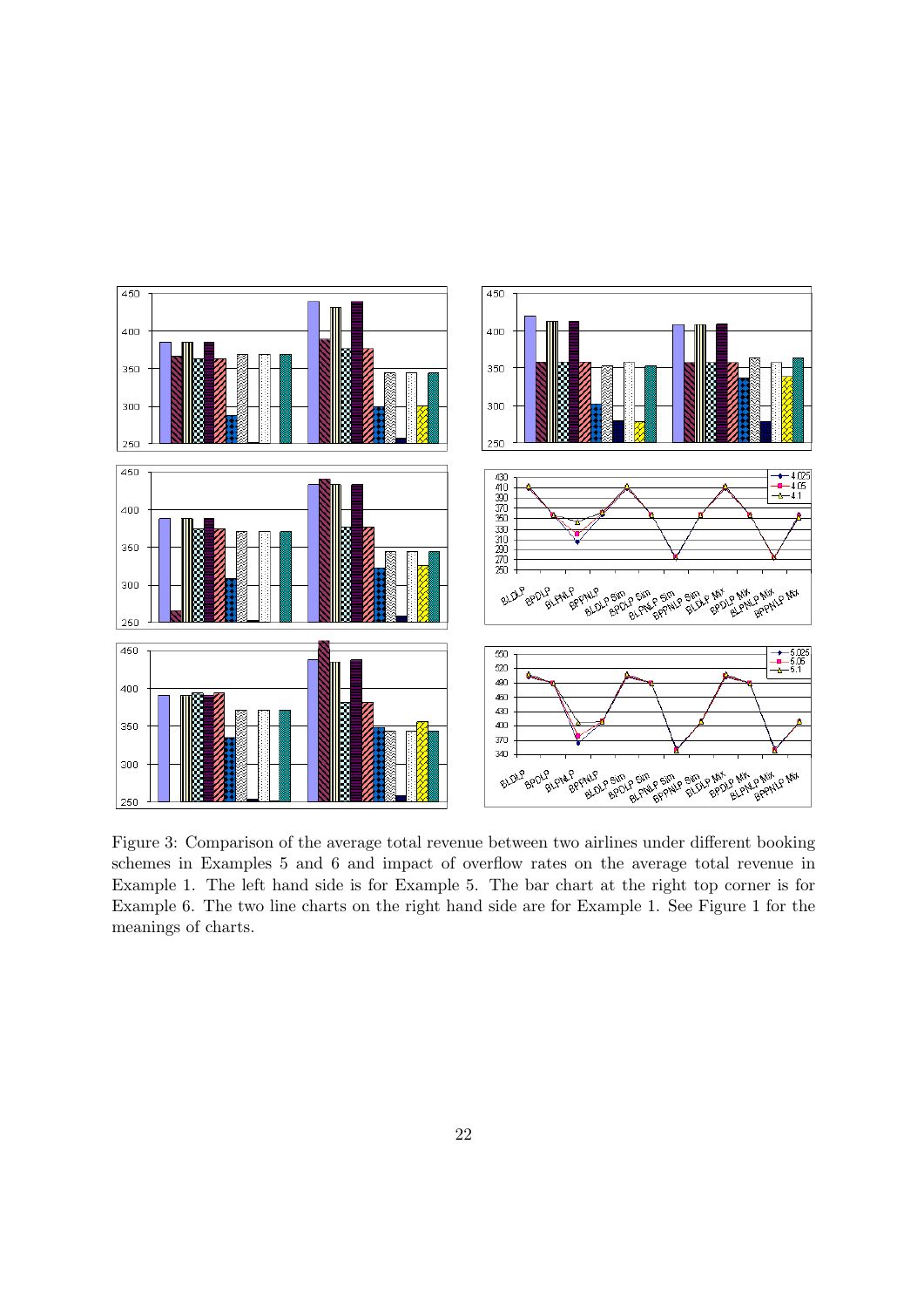Figure 3: Comparison of the average total revenue between two airlines under different booking schemes in Examples 5 and 6 and impact of overflow rates on the average total revenue in Example 1. The left hand side is for Example 5. The bar chart at the right top corner is for Example 6. The two line charts on the right hand side are for Example 1. See Figure 1 for the meanings of charts.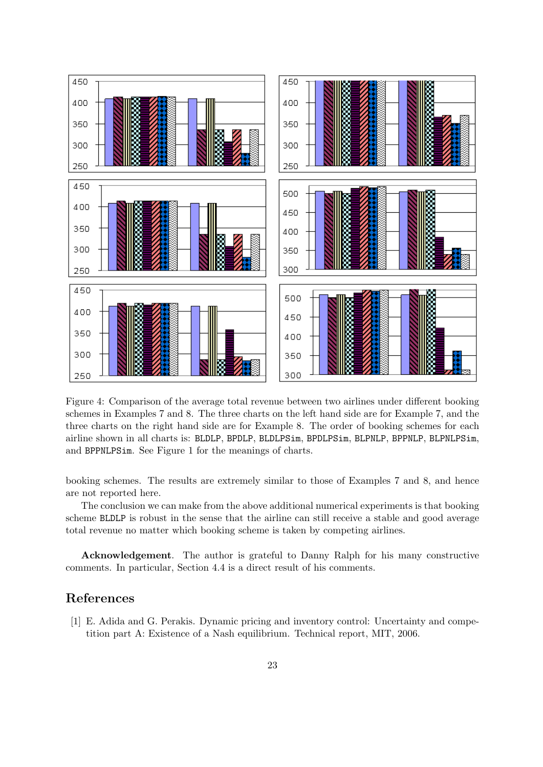Figure 4: Comparison of the average total revenue between two airlines under different booking schemes in Examples 7 and 8. The three charts on the left hand side are for Example 7, and the three charts on the right hand side are for Example 8. The order of booking schemes for each airline shown in all charts is: `BLDLP`, `BPDLP`, `BLDLPSim`, `BPDLPSim`, `BLPNLP`, `BPPNLP`, `BLPNLPSim`, and `BPPNLPSim`. See Figure 1 for the meanings of charts.

booking schemes. The results are extremely similar to those of Examples 7 and 8, and hence are not reported here.

The conclusion we can make from the above additional numerical experiments is that booking scheme `BLDLP` is robust in the sense that the airline can still receive a stable and good average total revenue no matter which booking scheme is taken by competing airlines.

**Acknowledgement**. The author is grateful to Danny Ralph for his many constructive comments. In particular, Section 4.4 is a direct result of his comments.

## References

[1] E. Adida and G. Perakis. Dynamic pricing and inventory control: Uncertainty and competition part A: Existence of a Nash equilibrium. Technical report, MIT, 2006.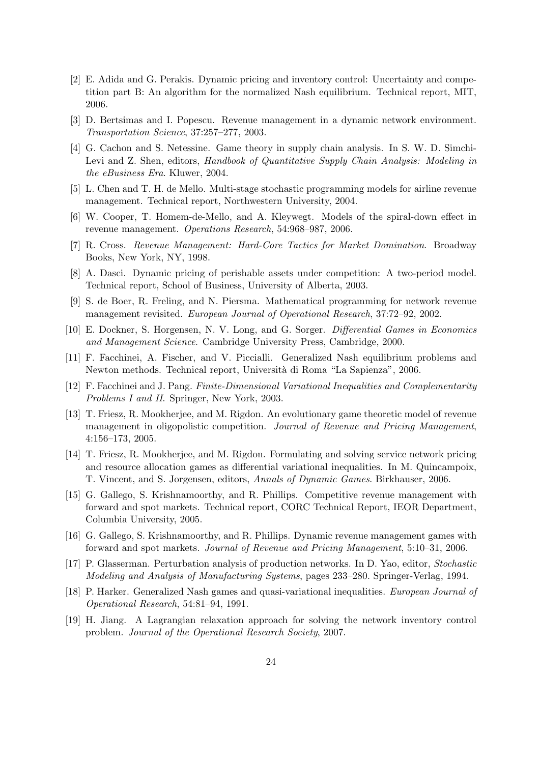[2] E. Adida and G. Perakis. Dynamic pricing and inventory control: Uncertainty and competition part B: An algorithm for the normalized Nash equilibrium. Technical report, MIT, 2006.

[3] D. Bertsimas and I. Popescu. Revenue management in a dynamic network environment. *Transportation Science*, 37:257–277, 2003.

[4] G. Cachon and S. Netessine. Game theory in supply chain analysis. In S. W. D. Simchi-Levi and Z. Shen, editors, *Handbook of Quantitative Supply Chain Analysis: Modeling in the eBusiness Era*. Kluwer, 2004.

[5] L. Chen and T. H. de Mello. Multi-stage stochastic programming models for airline revenue management. Technical report, Northwestern University, 2004.

[6] W. Cooper, T. Homem-de-Mello, and A. Kleywegt. Models of the spiral-down effect in revenue management. *Operations Research*, 54:968–987, 2006.

[7] R. Cross. *Revenue Management: Hard-Core Tactics for Market Domination*. Broadway Books, New York, NY, 1998.

[8] A. Dasci. Dynamic pricing of perishable assets under competition: A two-period model. Technical report, School of Business, University of Alberta, 2003.

[9] S. de Boer, R. Freling, and N. Piersma. Mathematical programming for network revenue management revisited. *European Journal of Operational Research*, 37:72–92, 2002.

[10] E. Dockner, S. Horgensen, N. V. Long, and G. Sorger. *Differential Games in Economics and Management Science*. Cambridge University Press, Cambridge, 2000.

[11] F. Facchinei, A. Fischer, and V. Piccialli. Generalized Nash equilibrium problems and Newton methods. Technical report, Università di Roma "La Sapienza", 2006.

[12] F. Facchinei and J. Pang. *Finite-Dimensional Variational Inequalities and Complementarity Problems I and II*. Springer, New York, 2003.

[13] T. Friesz, R. Mookherjee, and M. Rigdon. An evolutionary game theoretic model of revenue management in oligopolistic competition. *Journal of Revenue and Pricing Management*, 4:156–173, 2005.

[14] T. Friesz, R. Mookherjee, and M. Rigdon. Formulating and solving service network pricing and resource allocation games as differential variational inequalities. In M. Quincampoix, T. Vincent, and S. Jorgensen, editors, *Annals of Dynamic Games*. Birkhauser, 2006.

[15] G. Gallego, S. Krishnamoorthy, and R. Phillips. Competitive revenue management with forward and spot markets. Technical report, CORC Technical Report, IEOR Department, Columbia University, 2005.

[16] G. Gallego, S. Krishnamoorthy, and R. Phillips. Dynamic revenue management games with forward and spot markets. *Journal of Revenue and Pricing Management*, 5:10–31, 2006.

[17] P. Glasserman. Perturbation analysis of production networks. In D. Yao, editor, *Stochastic Modeling and Analysis of Manufacturing Systems*, pages 233–280. Springer-Verlag, 1994.

[18] P. Harker. Generalized Nash games and quasi-variational inequalities. *European Journal of Operational Research*, 54:81–94, 1991.

[19] H. Jiang. A Lagrangian relaxation approach for solving the network inventory control problem. *Journal of the Operational Research Society*, 2007.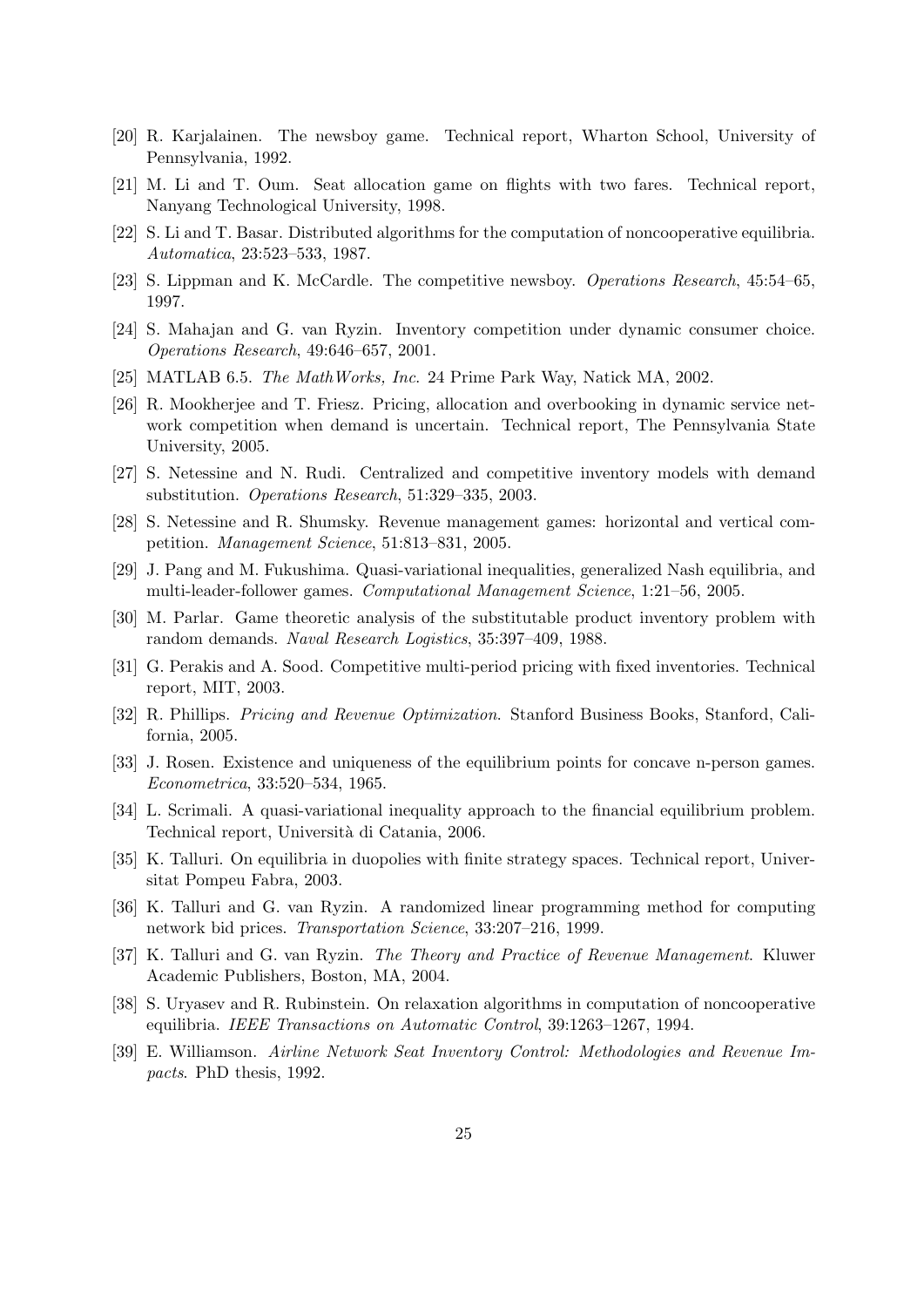[20] R. Karjalainen. The newsboy game. Technical report, Wharton School, University of Pennsylvania, 1992.

[21] M. Li and T. Oum. Seat allocation game on flights with two fares. Technical report, Nanyang Technological University, 1998.

[22] S. Li and T. Basar. Distributed algorithms for the computation of noncooperative equilibria. *Automatica*, 23:523–533, 1987.

[23] S. Lippman and K. McCardle. The competitive newsboy. *Operations Research*, 45:54–65, 1997.

[24] S. Mahajan and G. van Ryzin. Inventory competition under dynamic consumer choice. *Operations Research*, 49:646–657, 2001.

[25] MATLAB 6.5. *The MathWorks, Inc.* 24 Prime Park Way, Natick MA, 2002.

[26] R. Mookherjee and T. Friesz. Pricing, allocation and overbooking in dynamic service network competition when demand is uncertain. Technical report, The Pennsylvania State University, 2005.

[27] S. Netessine and N. Rudi. Centralized and competitive inventory models with demand substitution. *Operations Research*, 51:329–335, 2003.

[28] S. Netessine and R. Shumsky. Revenue management games: horizontal and vertical competition. *Management Science*, 51:813–831, 2005.

[29] J. Pang and M. Fukushima. Quasi-variational inequalities, generalized Nash equilibria, and multi-leader-follower games. *Computational Management Science*, 1:21–56, 2005.

[30] M. Parlar. Game theoretic analysis of the substitutable product inventory problem with random demands. *Naval Research Logistics*, 35:397–409, 1988.

[31] G. Perakis and A. Sood. Competitive multi-period pricing with fixed inventories. Technical report, MIT, 2003.

[32] R. Phillips. *Pricing and Revenue Optimization*. Stanford Business Books, Stanford, California, 2005.

[33] J. Rosen. Existence and uniqueness of the equilibrium points for concave n-person games. *Econometrica*, 33:520–534, 1965.

[34] L. Scrimali. A quasi-variational inequality approach to the financial equilibrium problem. Technical report, Università di Catania, 2006.

[35] K. Talluri. On equilibria in duopolies with finite strategy spaces. Technical report, Universitat Pompeu Fabra, 2003.

[36] K. Talluri and G. van Ryzin. A randomized linear programming method for computing network bid prices. *Transportation Science*, 33:207–216, 1999.

[37] K. Talluri and G. van Ryzin. *The Theory and Practice of Revenue Management*. Kluwer Academic Publishers, Boston, MA, 2004.

[38] S. Uryasev and R. Rubinstein. On relaxation algorithms in computation of noncooperative equilibria. *IEEE Transactions on Automatic Control*, 39:1263–1267, 1994.

[39] E. Williamson. *Airline Network Seat Inventory Control: Methodologies and Revenue Impacts*. PhD thesis, 1992.